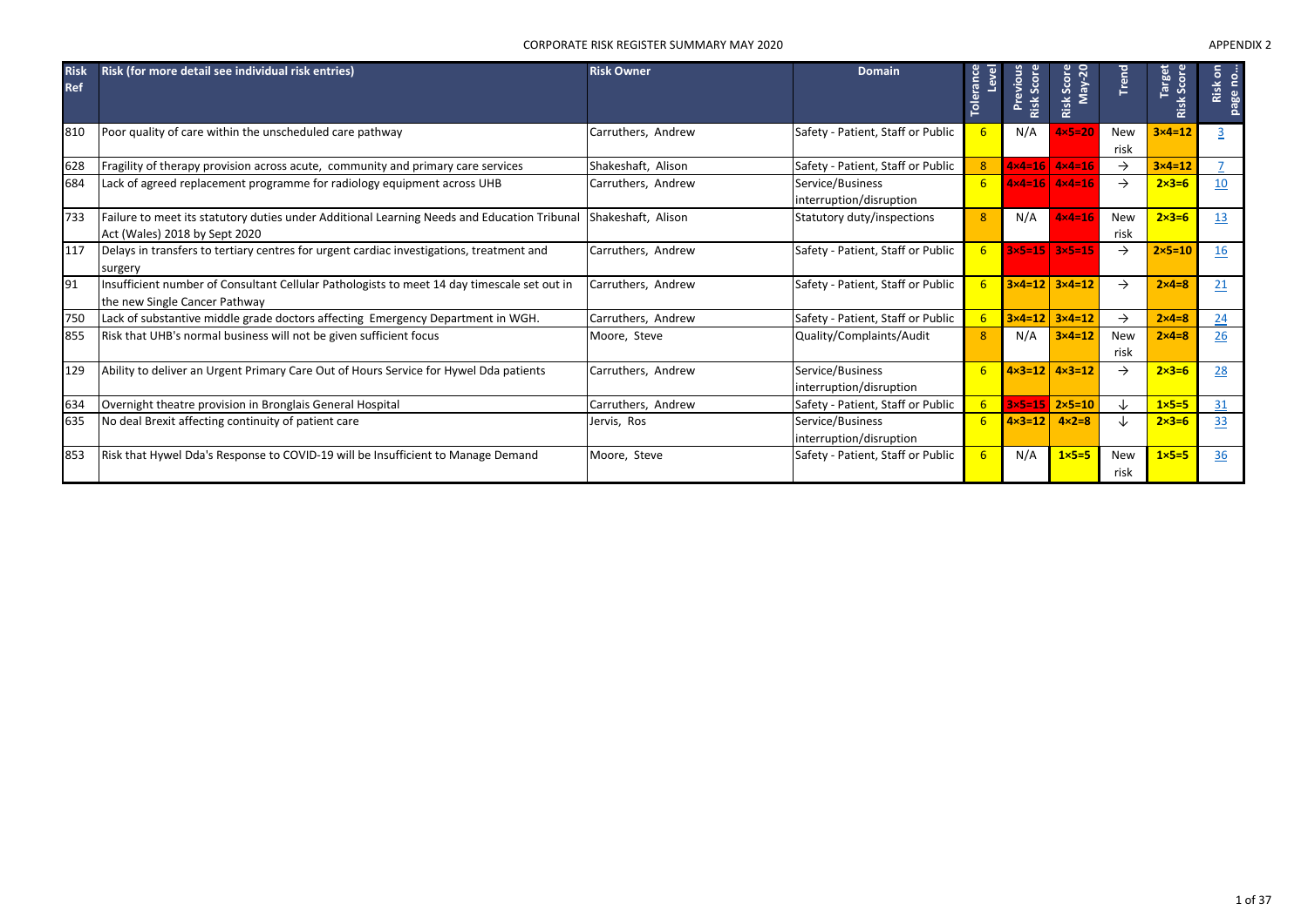CORPORATE RISK REGISTER SUMMARY MAY 2020

APPENDIX 2

| Risk Ref | Risk (for more detail see individual risk entries) | Risk Owner | Domain | Tolerance Level | Previous Risk Score | Risk Score May-20 | Trend | Target Risk Score | Risk on page no… |
|---|---|---|---|---|---|---|---|---|---|
| 810 | Poor quality of care within the unscheduled care pathway | Carruthers, Andrew | Safety - Patient, Staff or Public | 6 | N/A | 4×5=20 | New risk | 3×4=12 | 3 |
| 628 | Fragility of therapy provision across acute, community and primary care services | Shakeshaft, Alison | Safety - Patient, Staff or Public | 8 | 4×4=16 | 4×4=16 | → | 3×4=12 | 7 |
| 684 | Lack of agreed replacement programme for radiology equipment across UHB | Carruthers, Andrew | Service/Business interruption/disruption | 6 | 4×4=16 | 4×4=16 | → | 2×3=6 | 10 |
| 733 | Failure to meet its statutory duties under Additional Learning Needs and Education Tribunal Act (Wales) 2018 by Sept 2020 | Shakeshaft, Alison | Statutory duty/inspections | 8 | N/A | 4×4=16 | New risk | 2×3=6 | 13 |
| 117 | Delays in transfers to tertiary centres for urgent cardiac investigations, treatment and surgery | Carruthers, Andrew | Safety - Patient, Staff or Public | 6 | 3×5=15 | 3×5=15 | → | 2×5=10 | 16 |
| 91 | Insufficient number of Consultant Cellular Pathologists to meet 14 day timescale set out in the new Single Cancer Pathway | Carruthers, Andrew | Safety - Patient, Staff or Public | 6 | 3×4=12 | 3×4=12 | → | 2×4=8 | 21 |
| 750 | Lack of substantive middle grade doctors affecting Emergency Department in WGH. | Carruthers, Andrew | Safety - Patient, Staff or Public | 6 | 3×4=12 | 3×4=12 | → | 2×4=8 | 24 |
| 855 | Risk that UHB's normal business will not be given sufficient focus | Moore, Steve | Quality/Complaints/Audit | 8 | N/A | 3×4=12 | New risk | 2×4=8 | 26 |
| 129 | Ability to deliver an Urgent Primary Care Out of Hours Service for Hywel Dda patients | Carruthers, Andrew | Service/Business interruption/disruption | 6 | 4×3=12 | 4×3=12 | → | 2×3=6 | 28 |
| 634 | Overnight theatre provision in Bronglais General Hospital | Carruthers, Andrew | Safety - Patient, Staff or Public | 6 | 3×5=15 | 2×5=10 | ↓ | 1×5=5 | 31 |
| 635 | No deal Brexit affecting continuity of patient care | Jervis, Ros | Service/Business interruption/disruption | 6 | 4×3=12 | 4×2=8 | ↓ | 2×3=6 | 33 |
| 853 | Risk that Hywel Dda's Response to COVID-19 will be Insufficient to Manage Demand | Moore, Steve | Safety - Patient, Staff or Public | 6 | N/A | 1×5=5 | New risk | 1×5=5 | 36 |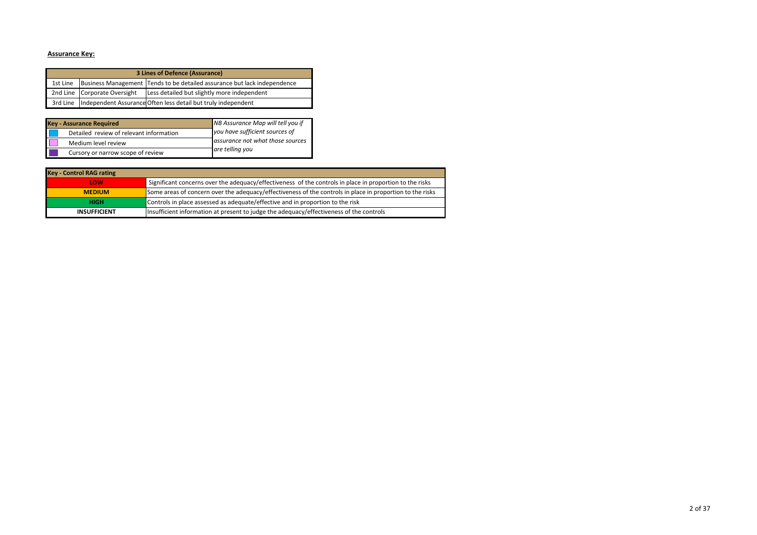**Assurance Key:**

| 3 Lines of Defence (Assurance) | | |
|---|---|---|
| 1st Line | Business Management | Tends to be detailed assurance but lack independence |
| 2nd Line | Corporate Oversight | Less detailed but slightly more independent |
| 3rd Line | Independent Assurance | Often less detail but truly independent |

| Key - Assurance Required | | *NB Assurance Map will tell you if you have sufficient sources of assurance not what those sources are telling you* |
|---|---|---|
| | Detailed review of relevant information | |
| | Medium level review | |
| | Cursory or narrow scope of review | |

| Key - Control RAG rating | |
|---|---|
| **LOW** | Significant concerns over the adequacy/effectiveness of the controls in place in proportion to the risks |
| **MEDIUM** | Some areas of concern over the adequacy/effectiveness of the controls in place in proportion to the risks |
| **HIGH** | Controls in place assessed as adequate/effective and in proportion to the risk |
| **INSUFFICIENT** | Insufficient information at present to judge the adequacy/effectiveness of the controls |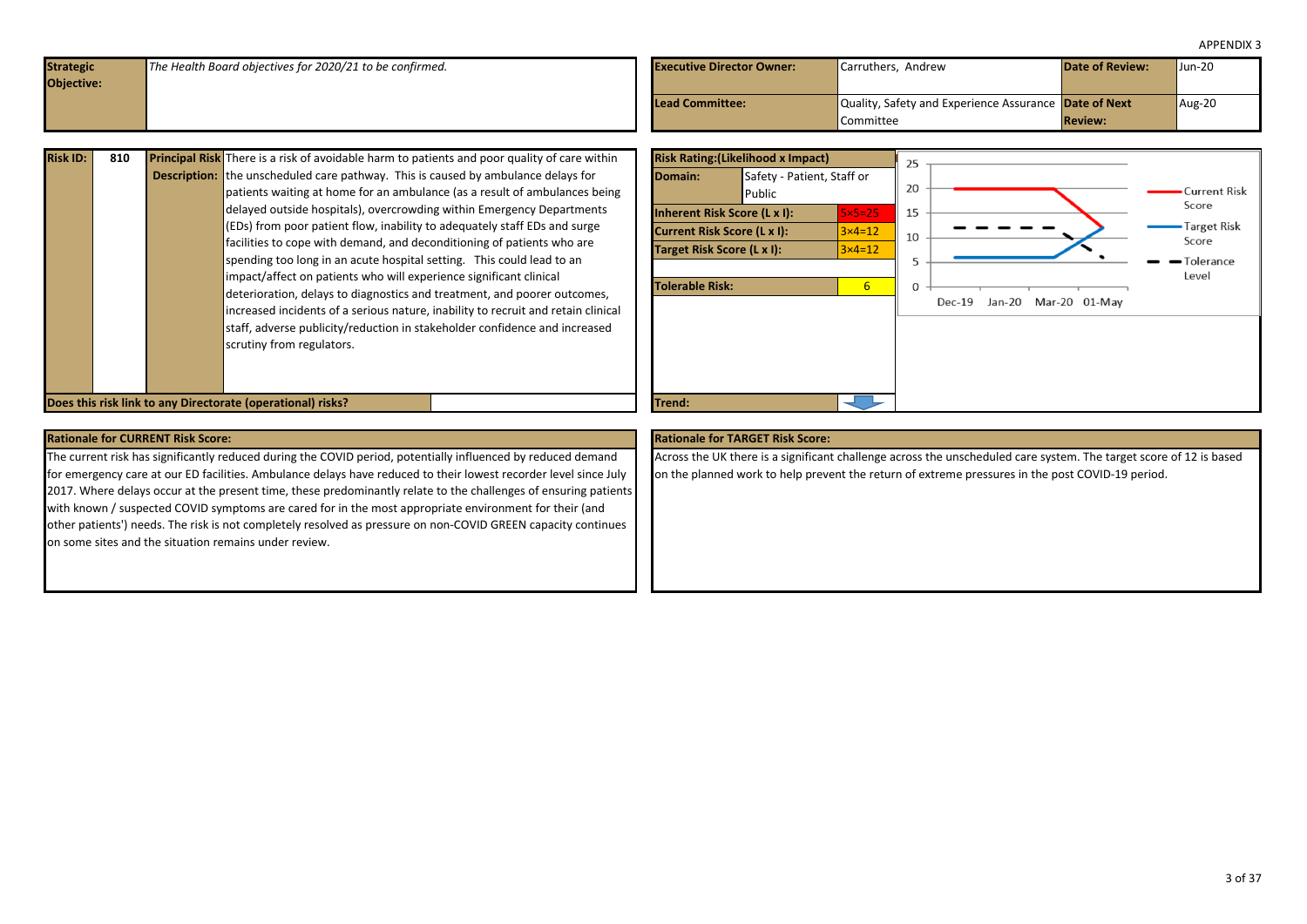APPENDIX 3

| | | | | | |
|---|---|---|---|---|---|
| **Strategic Objective:** | *The Health Board objectives for 2020/21 to be confirmed.* | **Executive Director Owner:** | Carruthers, Andrew | **Date of Review:** | Jun-20 |
| | | **Lead Committee:** | Quality, Safety and Experience Assurance Committee | **Date of Next Review:** | Aug-20 |

| | | | |
|---|---|---|---|
| **Risk ID:** | 810 | **Principal Risk Description:** | There is a risk of avoidable harm to patients and poor quality of care within the unscheduled care pathway. This is caused by ambulance delays for patients waiting at home for an ambulance (as a result of ambulances being delayed outside hospitals), overcrowding within Emergency Departments (EDs) from poor patient flow, inability to adequately staff EDs and surge facilities to cope with demand, and deconditioning of patients who are spending too long in an acute hospital setting. This could lead to an impact/affect on patients who will experience significant clinical deterioration, delays to diagnostics and treatment, and poorer outcomes, increased incidents of a serious nature, inability to recruit and retain clinical staff, adverse publicity/reduction in stakeholder confidence and increased scrutiny from regulators. |

**Does this risk link to any Directorate (operational) risks?**

| | |
|---|---|
| **Risk Rating:(Likelihood x Impact)** | |
| **Domain:** | Safety - Patient, Staff or Public |
| **Inherent Risk Score (L x I):** | 5×5=25 |
| **Current Risk Score (L x I):** | 3×4=12 |
| **Target Risk Score (L x I):** | 3×4=12 |
| **Tolerable Risk:** | 6 |
| **Trend:** | |

25
20
15
10
5
0
Dec-19 Jan-20 Mar-20 01-May
Current Risk Score
Target Risk Score
Tolerance Level

**Rationale for CURRENT Risk Score:**

The current risk has significantly reduced during the COVID period, potentially influenced by reduced demand for emergency care at our ED facilities. Ambulance delays have reduced to their lowest recorder level since July 2017. Where delays occur at the present time, these predominantly relate to the challenges of ensuring patients with known / suspected COVID symptoms are cared for in the most appropriate environment for their (and other patients') needs. The risk is not completely resolved as pressure on non-COVID GREEN capacity continues on some sites and the situation remains under review.

**Rationale for TARGET Risk Score:**

Across the UK there is a significant challenge across the unscheduled care system. The target score of 12 is based on the planned work to help prevent the return of extreme pressures in the post COVID-19 period.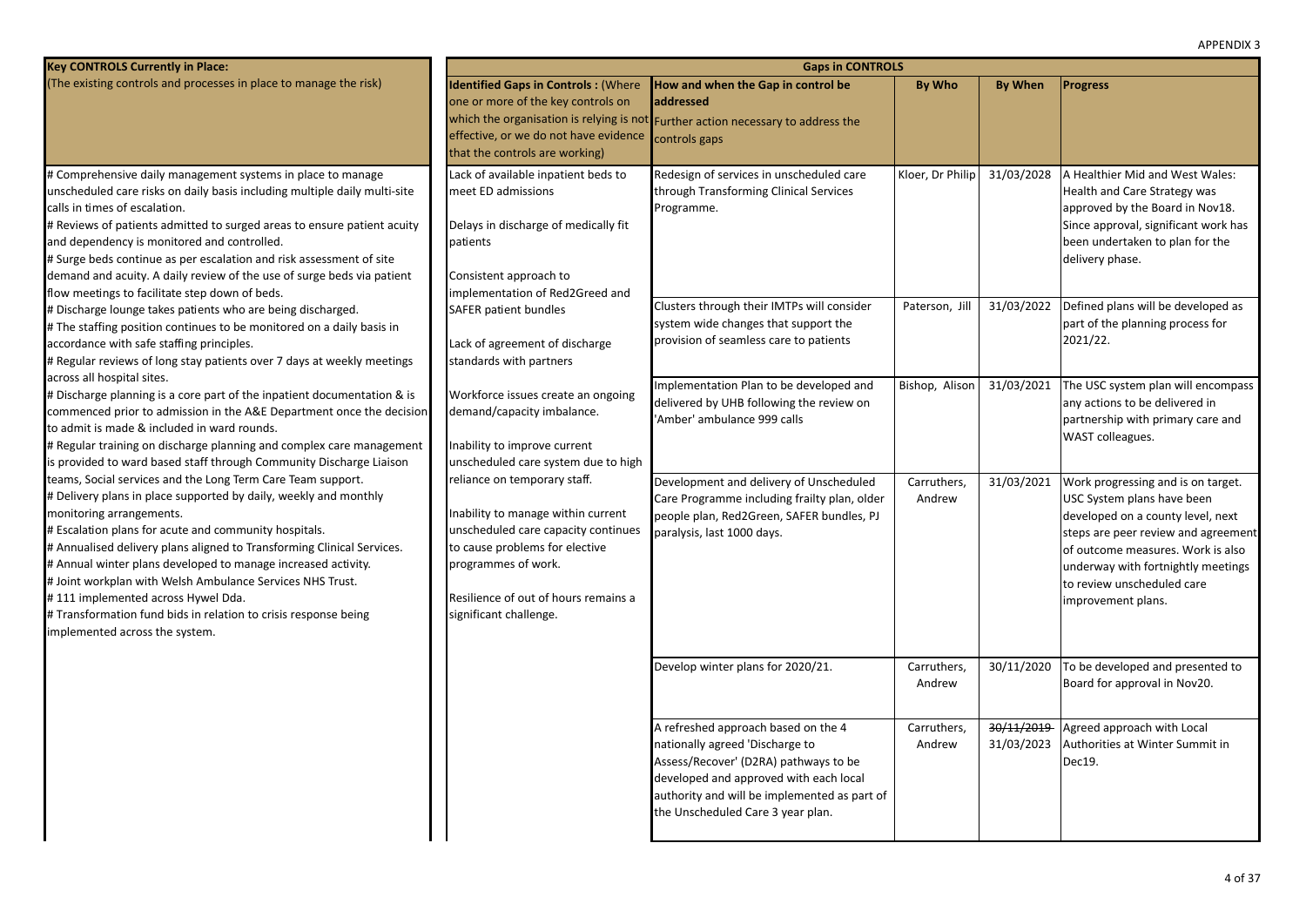APPENDIX 3

| Key CONTROLS Currently in Place: (The existing controls and processes in place to manage the risk) | Gaps in CONTROLS | | | | |
|---|---|---|---|---|---|
| | **Identified Gaps in Controls : (Where one or more of the key controls on which the organisation is relying is not effective, or we do not have evidence that the controls are working)** | **How and when the Gap in control be addressed** Further action necessary to address the controls gaps | **By Who** | **By When** | **Progress** |
| # Comprehensive daily management systems in place to manage unscheduled care risks on daily basis including multiple daily multi-site calls in times of escalation.<br># Reviews of patients admitted to surged areas to ensure patient acuity and dependency is monitored and controlled.<br># Surge beds continue as per escalation and risk assessment of site demand and acuity. A daily review of the use of surge beds via patient flow meetings to facilitate step down of beds.<br># Discharge lounge takes patients who are being discharged.<br># The staffing position continues to be monitored on a daily basis in accordance with safe staffing principles.<br># Regular reviews of long stay patients over 7 days at weekly meetings across all hospital sites.<br># Discharge planning is a core part of the inpatient documentation & is commenced prior to admission in the A&E Department once the decision to admit is made & included in ward rounds.<br># Regular training on discharge planning and complex care management is provided to ward based staff through Community Discharge Liaison teams, Social services and the Long Term Care Team support.<br># Delivery plans in place supported by daily, weekly and monthly monitoring arrangements.<br># Escalation plans for acute and community hospitals.<br># Annualised delivery plans aligned to Transforming Clinical Services.<br># Annual winter plans developed to manage increased activity.<br># Joint workplan with Welsh Ambulance Services NHS Trust.<br># 111 implemented across Hywel Dda.<br># Transformation fund bids in relation to crisis response being implemented across the system. | Lack of available inpatient beds to meet ED admissions<br><br>Delays in discharge of medically fit patients<br><br>Consistent approach to implementation of Red2Greed and SAFER patient bundles<br><br>Lack of agreement of discharge standards with partners<br><br>Workforce issues create an ongoing demand/capacity imbalance.<br><br>Inability to improve current unscheduled care system due to high reliance on temporary staff.<br><br>Inability to manage within current unscheduled care capacity continues to cause problems for elective programmes of work.<br><br>Resilience of out of hours remains a significant challenge. | Redesign of services in unscheduled care through Transforming Clinical Services Programme. | Kloer, Dr Philip | 31/03/2028 | A Healthier Mid and West Wales: Health and Care Strategy was approved by the Board in Nov18. Since approval, significant work has been undertaken to plan for the delivery phase. |
| | | Clusters through their IMTPs will consider system wide changes that support the provision of seamless care to patients | Paterson, Jill | 31/03/2022 | Defined plans will be developed as part of the planning process for 2021/22. |
| | | Implementation Plan to be developed and delivered by UHB following the review on 'Amber' ambulance 999 calls | Bishop, Alison | 31/03/2021 | The USC system plan will encompass any actions to be delivered in partnership with primary care and WAST colleagues. |
| | | Development and delivery of Unscheduled Care Programme including frailty plan, older people plan, Red2Green, SAFER bundles, PJ paralysis, last 1000 days. | Carruthers, Andrew | 31/03/2021 | Work progressing and is on target. USC System plans have been developed on a county level, next steps are peer review and agreement of outcome measures. Work is also underway with fortnightly meetings to review unscheduled care improvement plans. |
| | | Develop winter plans for 2020/21. | Carruthers, Andrew | 30/11/2020 | To be developed and presented to Board for approval in Nov20. |
| | | A refreshed approach based on the 4 nationally agreed 'Discharge to Assess/Recover' (D2RA) pathways to be developed and approved with each local authority and will be implemented as part of the Unscheduled Care 3 year plan. | Carruthers, Andrew | ~~30/11/2019~~ 31/03/2023 | Agreed approach with Local Authorities at Winter Summit in Dec19. |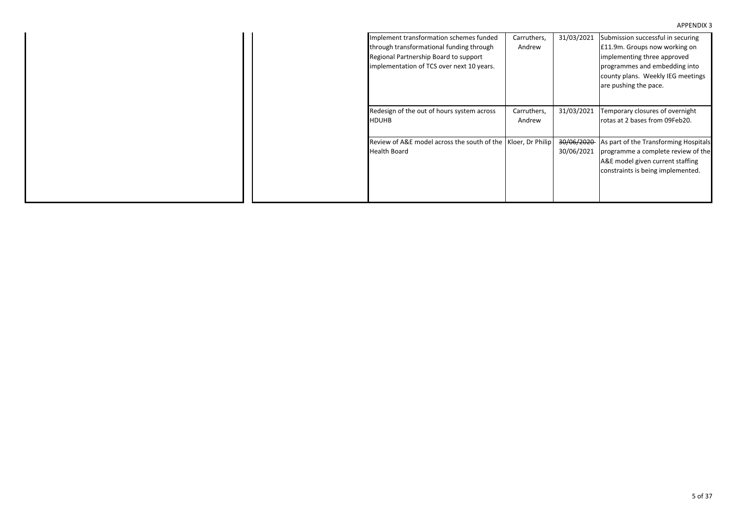APPENDIX 3

| | | | | | |
|---|---|---|---|---|---|
| | | Implement transformation schemes funded through transformational funding through Regional Partnership Board to support implementation of TCS over next 10 years. | Carruthers, Andrew | 31/03/2021 | Submission successful in securing £11.9m. Groups now working on implementing three approved programmes and embedding into county plans. Weekly IEG meetings are pushing the pace. |
| | | Redesign of the out of hours system across HDUHB | Carruthers, Andrew | 31/03/2021 | Temporary closures of overnight rotas at 2 bases from 09Feb20. |
| | | Review of A&E model across the south of the Health Board | Kloer, Dr Philip | ~~30/06/2020~~ 30/06/2021 | As part of the Transforming Hospitals programme a complete review of the A&E model given current staffing constraints is being implemented. |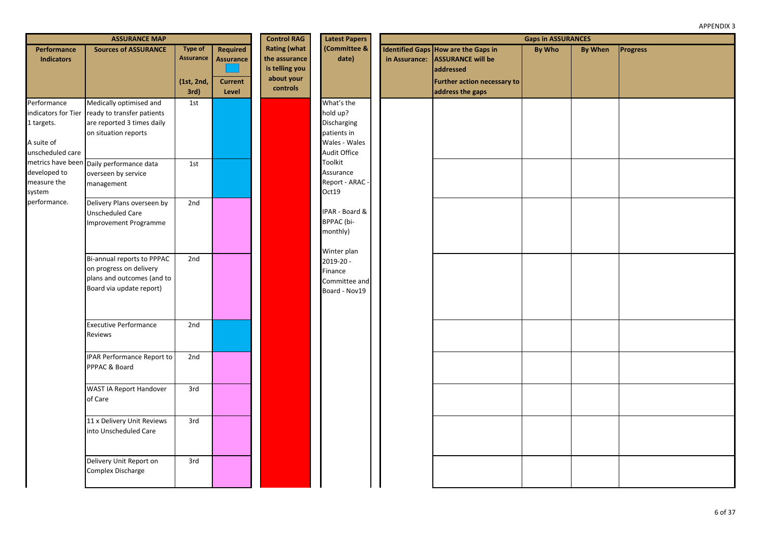APPENDIX 3

| ASSURANCE MAP | | | | Control RAG Rating (what the assurance is telling you about your controls | Latest Papers (Committee & date) | Gaps in ASSURANCES | | | | |
|---|---|---|---|---|---|---|---|---|---|---|
| Performance Indicators | Sources of ASSURANCE | Type of Assurance (1st, 2nd, 3rd) | Required Assurance / Current Level | | | Identified Gaps in Assurance: | How are the Gaps in ASSURANCE will be addressed / Further action necessary to address the gaps | By Who | By When | Progress |
| Performance indicators for Tier 1 targets. A suite of unscheduled care metrics have been developed to measure the system performance. | Medically optimised and ready to transfer patients are reported 3 times daily on situation reports | 1st | | | What's the hold up? Discharging patients in Wales - Wales Audit Office Toolkit Assurance Report - ARAC - Oct19 IPAR - Board & BPPAC (bi-monthly) Winter plan 2019-20 - Finance Committee and Board - Nov19 | | | | | |
| | Daily performance data overseen by service management | 1st | | | | | | | | |
| | Delivery Plans overseen by Unscheduled Care Improvement Programme | 2nd | | | | | | | | |
| | Bi-annual reports to PPPAC on progress on delivery plans and outcomes (and to Board via update report) | 2nd | | | | | | | | |
| | Executive Performance Reviews | 2nd | | | | | | | | |
| | IPAR Performance Report to PPPAC & Board | 2nd | | | | | | | | |
| | WAST IA Report Handover of Care | 3rd | | | | | | | | |
| | 11 x Delivery Unit Reviews into Unscheduled Care | 3rd | | | | | | | | |
| | Delivery Unit Report on Complex Discharge | 3rd | | | | | | | | |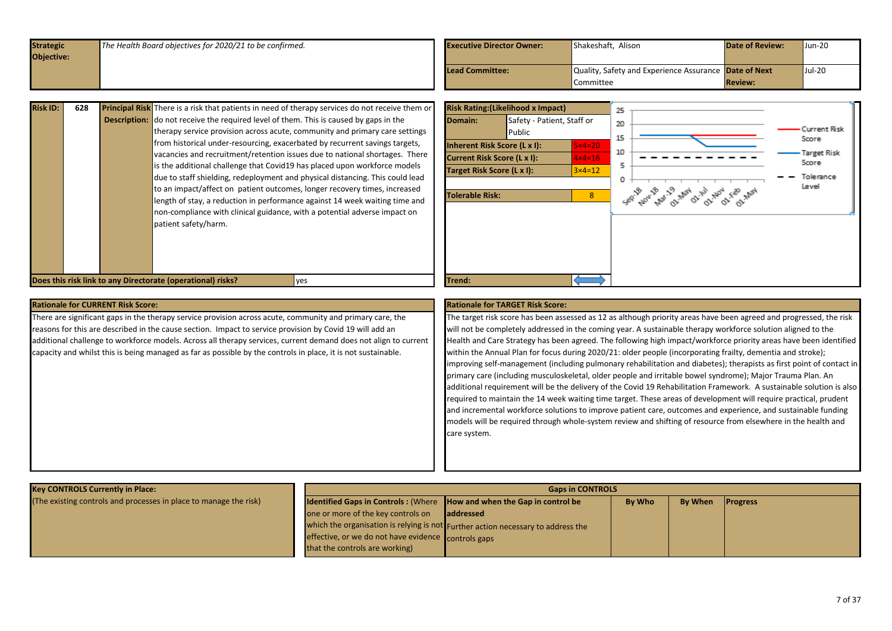| **Strategic Objective:** | *The Health Board objectives for 2020/21 to be confirmed.* | **Executive Director Owner:** | Shakeshaft, Alison | **Date of Review:** | Jun-20 |
|---|---|---|---|---|---|
| | | **Lead Committee:** | Quality, Safety and Experience Assurance Committee | **Date of Next Review:** | Jul-20 |

| **Risk ID:** | **628** | **Principal Risk Description:** | There is a risk that patients in need of therapy services do not receive them or do not receive the required level of them. This is caused by gaps in the therapy service provision across acute, community and primary care settings from historical under-resourcing, exacerbated by recurrent savings targets, vacancies and recruitment/retention issues due to national shortages. There is the additional challenge that Covid19 has placed upon workforce models due to staff shielding, redeployment and physical distancing. This could lead to an impact/affect on patient outcomes, longer recovery times, increased length of stay, a reduction in performance against 14 week waiting time and non-compliance with clinical guidance, with a potential adverse impact on patient safety/harm. |
|---|---|---|---|
| **Does this risk link to any Directorate (operational) risks?** | | | yes |

| **Risk Rating:(Likelihood x Impact)** | |
|---|---|
| **Domain:** | Safety - Patient, Staff or Public |
| **Inherent Risk Score (L x I):** | 5×4=20 |
| **Current Risk Score (L x I):** | 4×4=16 |
| **Target Risk Score (L x I):** | 3×4=12 |
| **Tolerable Risk:** | 8 |
| **Trend:** | ⟷ |

Chart legend: Current Risk Score; Target Risk Score; Tolerance Level (x-axis: Sep-18, Nov-18, Mar-19, 01-May, 01-Jul, 01-Nov, 01-Feb, 01-May)

**Rationale for CURRENT Risk Score:**

There are significant gaps in the therapy service provision across acute, community and primary care, the reasons for this are described in the cause section. Impact to service provision by Covid 19 will add an additional challenge to workforce models. Across all therapy services, current demand does not align to current capacity and whilst this is being managed as far as possible by the controls in place, it is not sustainable.

**Rationale for TARGET Risk Score:**

The target risk score has been assessed as 12 as although priority areas have been agreed and progressed, the risk will not be completely addressed in the coming year. A sustainable therapy workforce solution aligned to the Health and Care Strategy has been agreed. The following high impact/workforce priority areas have been identified within the Annual Plan for focus during 2020/21: older people (incorporating frailty, dementia and stroke); improving self-management (including pulmonary rehabilitation and diabetes); therapists as first point of contact in primary care (including musculoskeletal, older people and irritable bowel syndrome); Major Trauma Plan. An additional requirement will be the delivery of the Covid 19 Rehabilitation Framework. A sustainable solution is also required to maintain the 14 week waiting time target. These areas of development will require practical, prudent and incremental workforce solutions to improve patient care, outcomes and experience, and sustainable funding models will be required through whole-system review and shifting of resource from elsewhere in the health and care system.

| **Key CONTROLS Currently in Place:** (The existing controls and processes in place to manage the risk) | **Gaps in CONTROLS** | | | | |
|---|---|---|---|---|---|
| | **Identified Gaps in Controls :** (Where one or more of the key controls on which the organisation is relying is not effective, or we do not have evidence that the controls are working) | **How and when the Gap in control be addressed** Further action necessary to address the controls gaps | **By Who** | **By When** | **Progress** |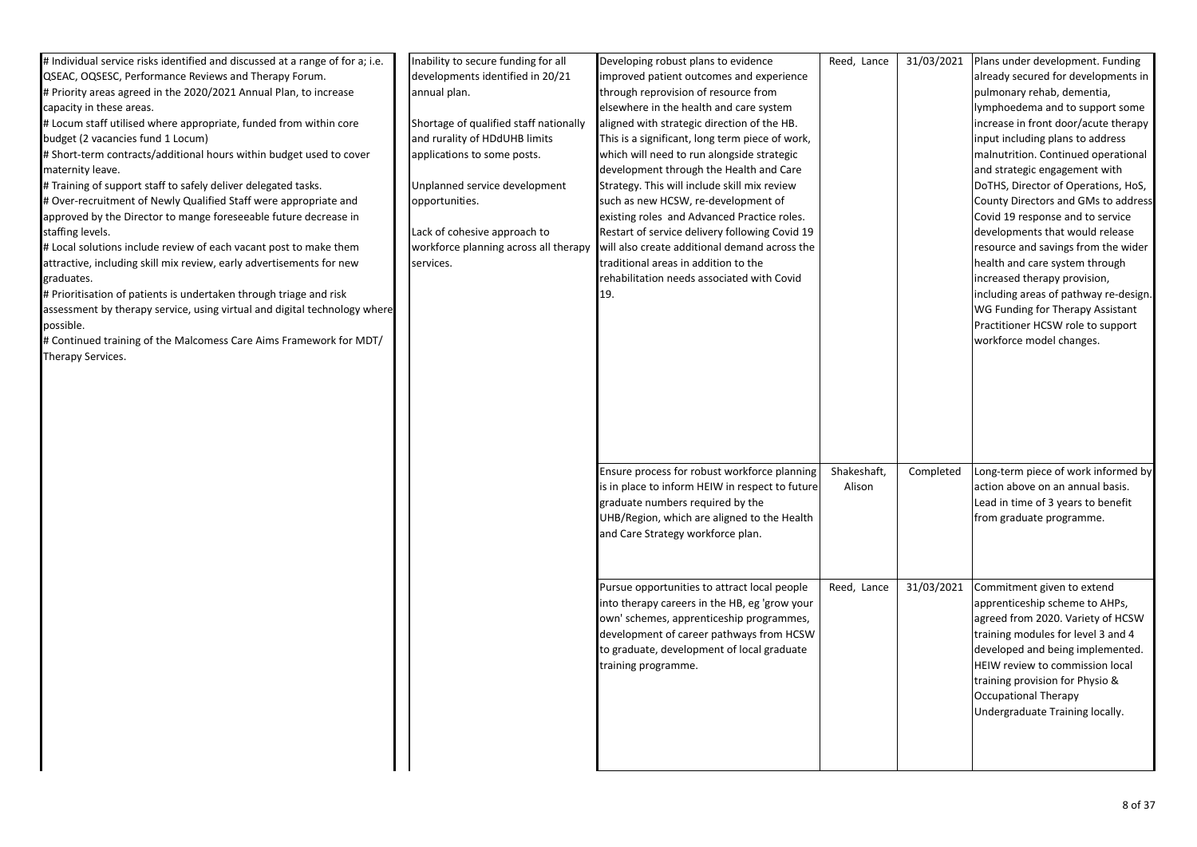| | | | | | |
|---|---|---|---|---|---|
| # Individual service risks identified and discussed at a range of for a; i.e. QSEAC, OQSESC, Performance Reviews and Therapy Forum.<br># Priority areas agreed in the 2020/2021 Annual Plan, to increase capacity in these areas.<br># Locum staff utilised where appropriate, funded from within core budget (2 vacancies fund 1 Locum)<br># Short-term contracts/additional hours within budget used to cover maternity leave.<br># Training of support staff to safely deliver delegated tasks.<br># Over-recruitment of Newly Qualified Staff were appropriate and approved by the Director to mange foreseeable future decrease in staffing levels.<br># Local solutions include review of each vacant post to make them attractive, including skill mix review, early advertisements for new graduates.<br># Prioritisation of patients is undertaken through triage and risk assessment by therapy service, using virtual and digital technology where possible.<br># Continued training of the Malcomess Care Aims Framework for MDT/ Therapy Services. | Inability to secure funding for all developments identified in 20/21 annual plan.<br><br>Shortage of qualified staff nationally and rurality of HDdUHB limits applications to some posts.<br><br>Unplanned service development opportunities.<br><br>Lack of cohesive approach to workforce planning across all therapy services. | Developing robust plans to evidence improved patient outcomes and experience through reprovision of resource from elsewhere in the health and care system aligned with strategic direction of the HB. This is a significant, long term piece of work, which will need to run alongside strategic development through the Health and Care Strategy. This will include skill mix review such as new HCSW, re-development of existing roles and Advanced Practice roles. Restart of service delivery following Covid 19 will also create additional demand across the traditional areas in addition to the rehabilitation needs associated with Covid 19. | Reed, Lance | 31/03/2021 | Plans under development. Funding already secured for developments in pulmonary rehab, dementia, lymphoedema and to support some increase in front door/acute therapy input including plans to address malnutrition. Continued operational and strategic engagement with DoTHS, Director of Operations, HoS, County Directors and GMs to address Covid 19 response and to service developments that would release resource and savings from the wider health and care system through increased therapy provision, including areas of pathway re-design. WG Funding for Therapy Assistant Practitioner HCSW role to support workforce model changes. |
| | | Ensure process for robust workforce planning is in place to inform HEIW in respect to future graduate numbers required by the UHB/Region, which are aligned to the Health and Care Strategy workforce plan. | Shakeshaft, Alison | Completed | Long-term piece of work informed by action above on an annual basis. Lead in time of 3 years to benefit from graduate programme. |
| | | Pursue opportunities to attract local people into therapy careers in the HB, eg 'grow your own' schemes, apprenticeship programmes, development of career pathways from HCSW to graduate, development of local graduate training programme. | Reed, Lance | 31/03/2021 | Commitment given to extend apprenticeship scheme to AHPs, agreed from 2020. Variety of HCSW training modules for level 3 and 4 developed and being implemented. HEIW review to commission local training provision for Physio & Occupational Therapy Undergraduate Training locally. |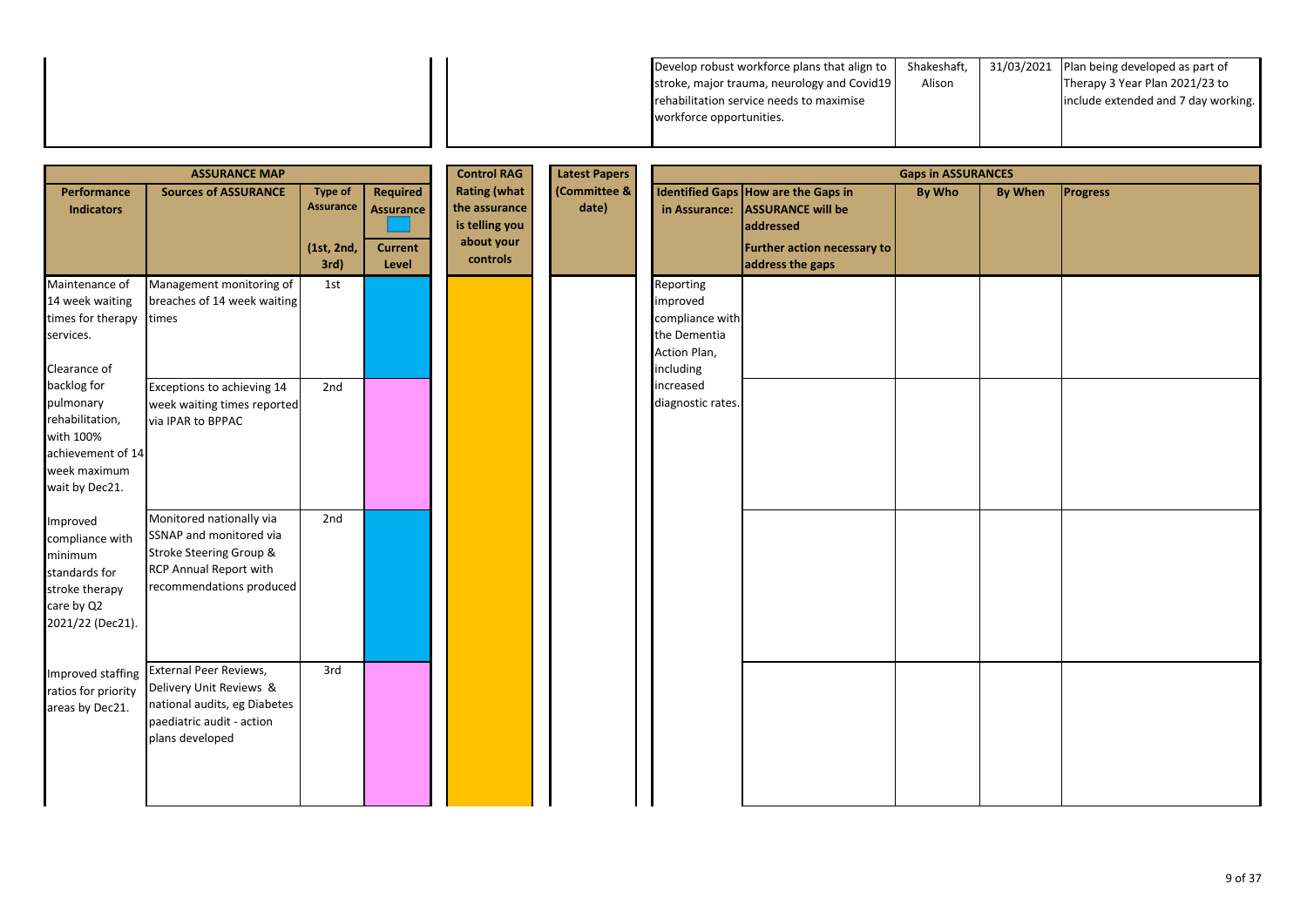| | | | | | | | | | | |
|---|---|---|---|---|---|---|---|---|---|---|
| | | | | | | | Develop robust workforce plans that align to stroke, major trauma, neurology and Covid19 rehabilitation service needs to maximise workforce opportunities. | Shakeshaft, Alison | 31/03/2021 | Plan being developed as part of Therapy 3 Year Plan 2021/23 to include extended and 7 day working. |

| ASSURANCE MAP | | | | Control RAG | Latest Papers | Gaps in ASSURANCES | | | | |
|---|---|---|---|---|---|---|---|---|---|---|
| Performance Indicators | Sources of ASSURANCE | Type of Assurance (1st, 2nd, 3rd) | Required Assurance / Current Level | Rating (what the assurance is telling you about your controls | (Committee & date) | Identified Gaps in Assurance: | How are the Gaps in ASSURANCE will be addressed / Further action necessary to address the gaps | By Who | By When | Progress |
| Maintenance of 14 week waiting times for therapy services.<br><br>Clearance of backlog for pulmonary rehabilitation, with 100% achievement of 14 week maximum wait by Dec21. | Management monitoring of breaches of 14 week waiting times | 1st | | | | Reporting improved compliance with the Dementia Action Plan, including increased diagnostic rates. | | | | |
| | Exceptions to achieving 14 week waiting times reported via IPAR to BPPAC | 2nd | | | | | | | | |
| Improved compliance with minimum standards for stroke therapy care by Q2 2021/22 (Dec21). | Monitored nationally via SSNAP and monitored via Stroke Steering Group & RCP Annual Report with recommendations produced | 2nd | | | | | | | | |
| Improved staffing ratios for priority areas by Dec21. | External Peer Reviews, Delivery Unit Reviews & national audits, eg Diabetes paediatric audit - action plans developed | 3rd | | | | | | | | |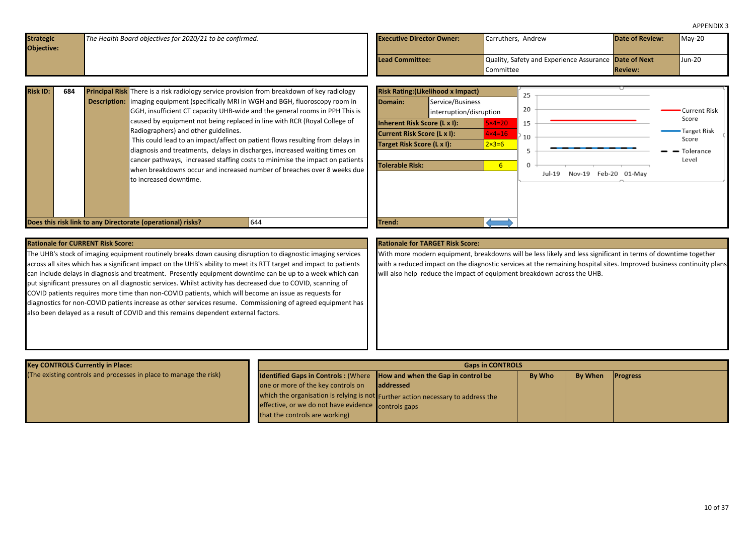APPENDIX 3

| | | | | | |
|---|---|---|---|---|---|
| **Strategic Objective:** | *The Health Board objectives for 2020/21 to be confirmed.* | **Executive Director Owner:** | Carruthers, Andrew | **Date of Review:** | May-20 |
| | | **Lead Committee:** | Quality, Safety and Experience Assurance Committee | **Date of Next Review:** | Jun-20 |

| | | | |
|---|---|---|---|
| **Risk ID:** | 684 | **Principal Risk Description:** | There is a risk radiology service provision from breakdown of key radiology imaging equipment (specifically MRI in WGH and BGH, fluoroscopy room in GGH, insufficient CT capacity UHB-wide and the general rooms in PPH This is caused by equipment not being replaced in line with RCR (Royal College of Radiographers) and other guidelines. This could lead to an impact/affect on patient flows resulting from delays in diagnosis and treatments, delays in discharges, increased waiting times on cancer pathways, increased staffing costs to minimise the impact on patients when breakdowns occur and increased number of breaches over 8 weeks due to increased downtime. |
| **Does this risk link to any Directorate (operational) risks?** | | | 644 |

| | | |
|---|---|---|
| **Risk Rating:(Likelihood x Impact)** | | |
| **Domain:** | Service/Business interruption/disruption | |
| **Inherent Risk Score (L x I):** | | 5×4=20 |
| **Current Risk Score (L x I):** | | 4×4=16 |
| **Target Risk Score (L x I):** | | 2×3=6 |
| **Tolerable Risk:** | | 6 |
| **Trend:** | | |

25
20
15
10
5
0
Jul-19 Nov-19 Feb-20 01-May
Current Risk Score
Target Risk Score
Tolerance Level

**Rationale for CURRENT Risk Score:**

The UHB's stock of imaging equipment routinely breaks down causing disruption to diagnostic imaging services across all sites which has a significant impact on the UHB's ability to meet its RTT target and impact to patients can include delays in diagnosis and treatment. Presently equipment downtime can be up to a week which can put significant pressures on all diagnostic services. Whilst activity has decreased due to COVID, scanning of COVID patients requires more time than non-COVID patients, which will become an issue as requests for diagnostics for non-COVID patients increase as other services resume. Commissioning of agreed equipment has also been delayed as a result of COVID and this remains dependent external factors.

**Rationale for TARGET Risk Score:**

With more modern equipment, breakdowns will be less likely and less significant in terms of downtime together with a reduced impact on the diagnostic services at the remaining hospital sites. Improved business continuity plans will also help reduce the impact of equipment breakdown across the UHB.

| **Key CONTROLS Currently in Place:** (The existing controls and processes in place to manage the risk) | **Gaps in CONTROLS** | | | | |
|---|---|---|---|---|---|
| | **Identified Gaps in Controls :** (Where one or more of the key controls on which the organisation is relying is not effective, or we do not have evidence that the controls are working) | **How and when the Gap in control be addressed** Further action necessary to address the controls gaps | **By Who** | **By When** | **Progress** |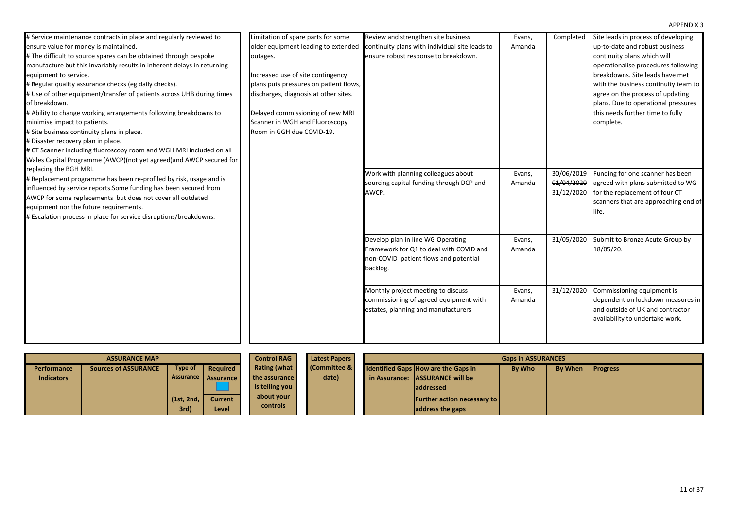APPENDIX 3

| | | | | | | |
|---|---|---|---|---|---|---|
| # Service maintenance contracts in place and regularly reviewed to ensure value for money is maintained.<br># The difficult to source spares can be obtained through bespoke manufacture but this invariably results in inherent delays in returning equipment to service.<br># Regular quality assurance checks (eg daily checks).<br># Use of other equipment/transfer of patients across UHB during times of breakdown.<br># Ability to change working arrangements following breakdowns to minimise impact to patients.<br># Site business continuity plans in place.<br># Disaster recovery plan in place.<br># CT Scanner including fluoroscopy room and WGH MRI included on all Wales Capital Programme (AWCP)(not yet agreed)and AWCP secured for replacing the BGH MRI.<br># Replacement programme has been re-profiled by risk, usage and is influenced by service reports.Some funding has been secured from AWCP for some replacements but does not cover all outdated equipment nor the future requirements.<br># Escalation process in place for service disruptions/breakdowns. | Limitation of spare parts for some older equipment leading to extended outages.<br><br>Increased use of site contingency plans puts pressures on patient flows, discharges, diagnosis at other sites.<br><br>Delayed commissioning of new MRI Scanner in WGH and Fluoroscopy Room in GGH due COVID-19. | Review and strengthen site business continuity plans with individual site leads to ensure robust response to breakdown. | Evans, Amanda | Completed | Site leads in process of developing up-to-date and robust business continuity plans which will operationalise procedures following breakdowns. Site leads have met with the business continuity team to agree on the process of updating plans. Due to operational pressures this needs further time to fully complete. |
| | | Work with planning colleagues about sourcing capital funding through DCP and AWCP. | Evans, Amanda | ~~30/06/2019~~ ~~01/04/2020~~ 31/12/2020 | Funding for one scanner has been agreed with plans submitted to WG for the replacement of four CT scanners that are approaching end of life. |
| | | Develop plan in line WG Operating Framework for Q1 to deal with COVID and non-COVID patient flows and potential backlog. | Evans, Amanda | 31/05/2020 | Submit to Bronze Acute Group by 18/05/20. |
| | | Monthly project meeting to discuss commissioning of agreed equipment with estates, planning and manufacturers | Evans, Amanda | 31/12/2020 | Commissioning equipment is dependent on lockdown measures in and outside of UK and contractor availability to undertake work. |

| ASSURANCE MAP | | | | Control RAG | Latest Papers | Gaps in ASSURANCES | | | | |
|---|---|---|---|---|---|---|---|---|---|---|
| Performance Indicators | Sources of ASSURANCE | Type of Assurance (1st, 2nd, 3rd) | Required Assurance / Current Level | Rating (what the assurance is telling you about your controls | (Committee & date) | Identified Gaps in Assurance: | How are the Gaps in ASSURANCE will be addressed<br>Further action necessary to address the gaps | By Who | By When | Progress |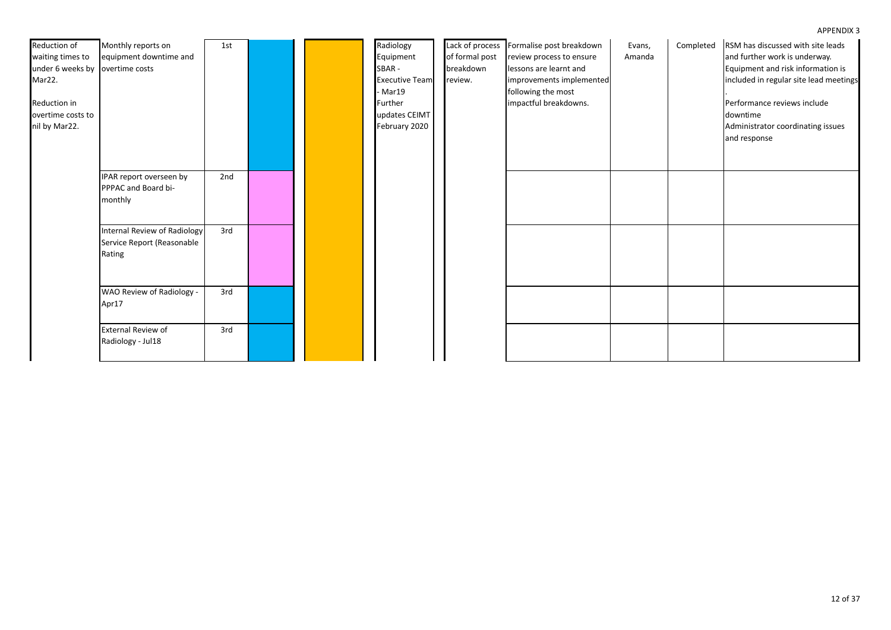APPENDIX 3

| | | | | | | | | | | |
|---|---|---|---|---|---|---|---|---|---|---|
| Reduction of waiting times to under 6 weeks by Mar22.<br><br>Reduction in overtime costs to nil by Mar22. | Monthly reports on equipment downtime and overtime costs | 1st | | | Radiology Equipment SBAR - Executive Team - Mar19 Further updates CEIMT February 2020 | Lack of process of formal post breakdown review. | Formalise post breakdown review process to ensure lessons are learnt and improvements implemented following the most impactful breakdowns. | Evans, Amanda | Completed | RSM has discussed with site leads and further work is underway. Equipment and risk information is included in regular site lead meetings.<br><br>Performance reviews include downtime<br>Administrator coordinating issues and response |
| | IPAR report overseen by PPPAC and Board bi-monthly | 2nd | | | | | | | | |
| | Internal Review of Radiology Service Report (Reasonable Rating | 3rd | | | | | | | | |
| | WAO Review of Radiology - Apr17 | 3rd | | | | | | | | |
| | External Review of Radiology - Jul18 | 3rd | | | | | | | | |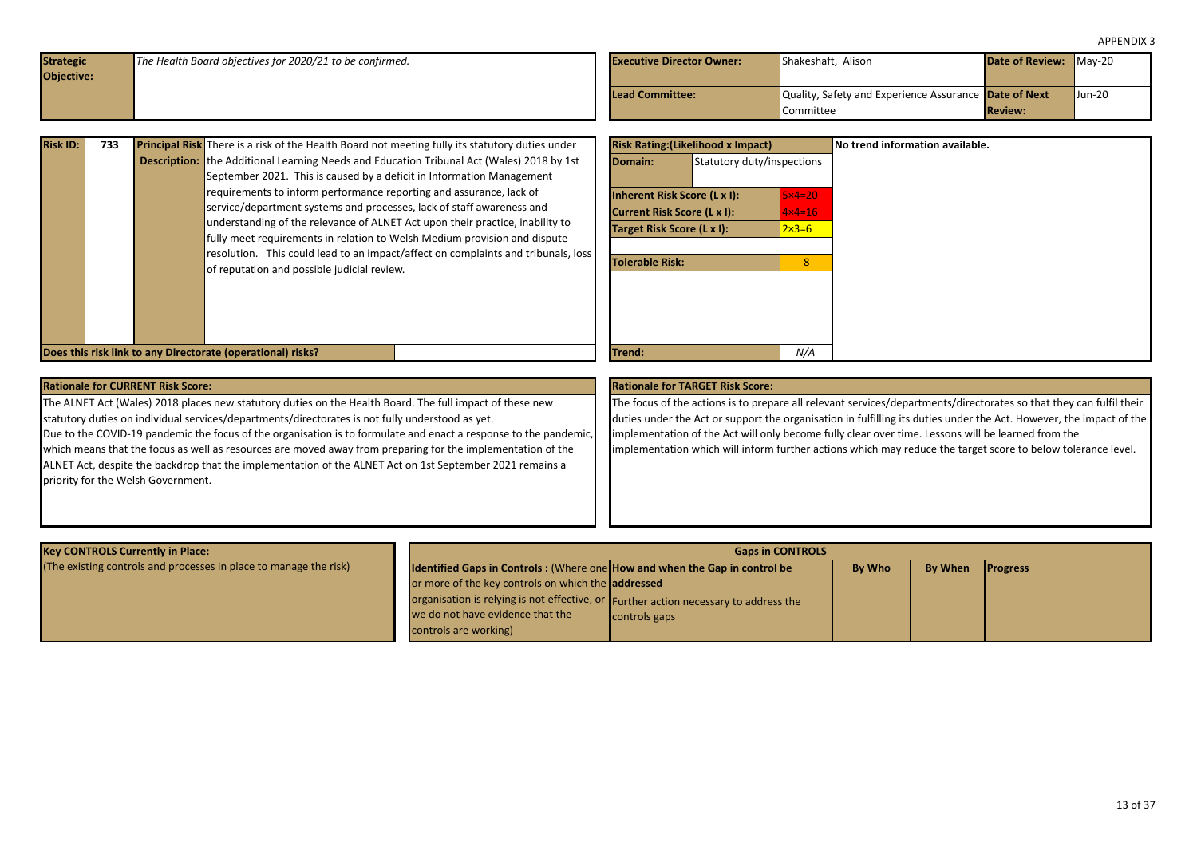APPENDIX 3

| | | | |
|---|---|---|---|
| **Strategic Objective:** | *The Health Board objectives for 2020/21 to be confirmed.* | **Executive Director Owner:** | Shakeshaft, Alison |
| | | **Date of Review:** | May-20 |
| | | **Lead Committee:** | Quality, Safety and Experience Assurance Committee |
| | | **Date of Next Review:** | Jun-20 |

| | |
|---|---|
| **Risk ID:** | 733 |
| **Principal Risk Description:** | There is a risk of the Health Board not meeting fully its statutory duties under the Additional Learning Needs and Education Tribunal Act (Wales) 2018 by 1st September 2021. This is caused by a deficit in Information Management requirements to inform performance reporting and assurance, lack of service/department systems and processes, lack of staff awareness and understanding of the relevance of ALNET Act upon their practice, inability to fully meet requirements in relation to Welsh Medium provision and dispute resolution. This could lead to an impact/affect on complaints and tribunals, loss of reputation and possible judicial review. |
| **Does this risk link to any Directorate (operational) risks?** | |

| **Risk Rating:(Likelihood x Impact)** | |
|---|---|
| **Domain:** | Statutory duty/inspections |
| **Inherent Risk Score (L x I):** | 5×4=20 |
| **Current Risk Score (L x I):** | 4×4=16 |
| **Target Risk Score (L x I):** | 2×3=6 |
| **Tolerable Risk:** | 8 |
| **Trend:** | N/A |

**No trend information available.**

**Rationale for CURRENT Risk Score:**

The ALNET Act (Wales) 2018 places new statutory duties on the Health Board. The full impact of these new statutory duties on individual services/departments/directorates is not fully understood as yet.
Due to the COVID-19 pandemic the focus of the organisation is to formulate and enact a response to the pandemic, which means that the focus as well as resources are moved away from preparing for the implementation of the ALNET Act, despite the backdrop that the implementation of the ALNET Act on 1st September 2021 remains a priority for the Welsh Government.

**Rationale for TARGET Risk Score:**

The focus of the actions is to prepare all relevant services/departments/directorates so that they can fulfil their duties under the Act or support the organisation in fulfilling its duties under the Act. However, the impact of the implementation of the Act will only become fully clear over time. Lessons will be learned from the implementation which will inform further actions which may reduce the target score to below tolerance level.

| **Key CONTROLS Currently in Place:** (The existing controls and processes in place to manage the risk) | **Gaps in CONTROLS** | | | | |
|---|---|---|---|---|---|
| | **Identified Gaps in Controls :** (Where one or more of the key controls on which the organisation is relying is not effective, or we do not have evidence that the controls are working) | **How and when the Gap in control be addressed** Further action necessary to address the controls gaps | **By Who** | **By When** | **Progress** |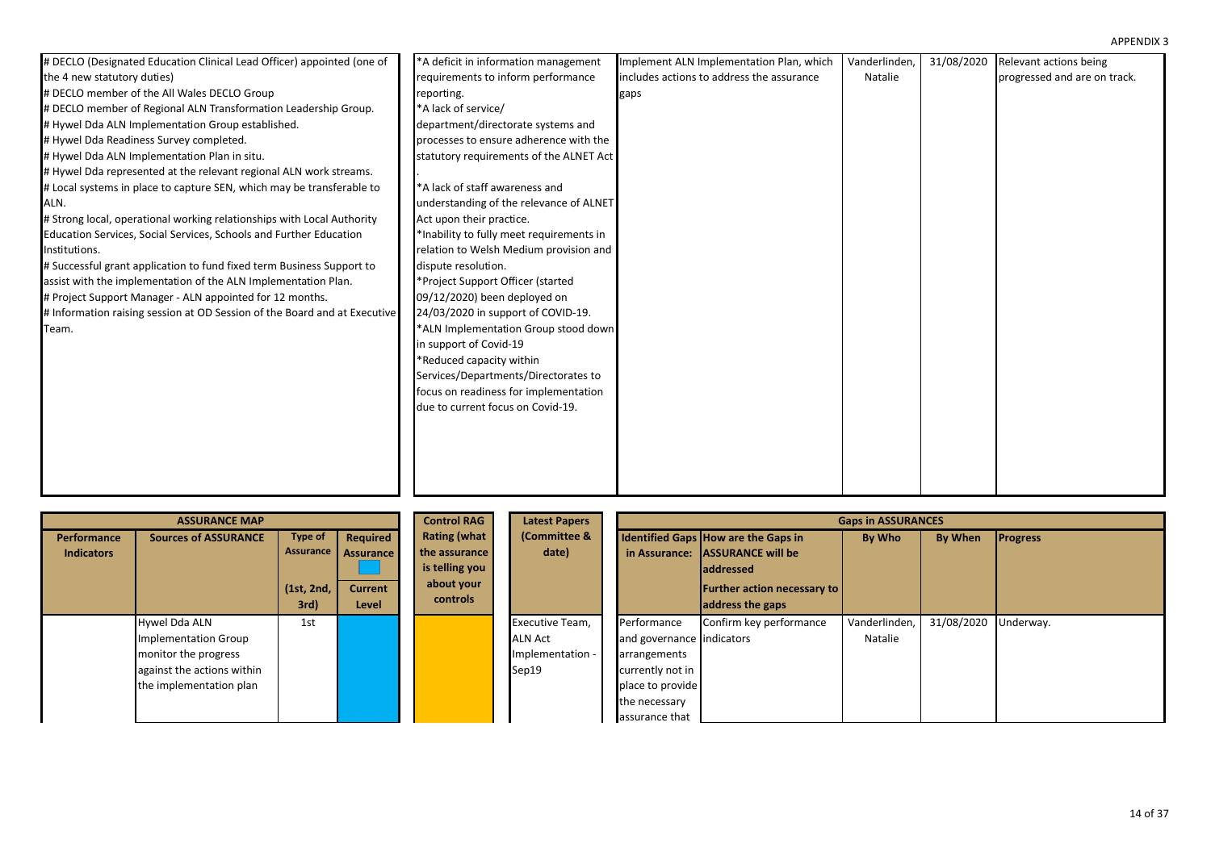APPENDIX 3

| | | | | | |
|---|---|---|---|---|---|
| # DECLO (Designated Education Clinical Lead Officer) appointed (one of the 4 new statutory duties)<br># DECLO member of the All Wales DECLO Group<br># DECLO member of Regional ALN Transformation Leadership Group.<br># Hywel Dda ALN Implementation Group established.<br># Hywel Dda Readiness Survey completed.<br># Hywel Dda ALN Implementation Plan in situ.<br># Hywel Dda represented at the relevant regional ALN work streams.<br># Local systems in place to capture SEN, which may be transferable to ALN.<br># Strong local, operational working relationships with Local Authority Education Services, Social Services, Schools and Further Education Institutions.<br># Successful grant application to fund fixed term Business Support to assist with the implementation of the ALN Implementation Plan.<br># Project Support Manager - ALN appointed for 12 months.<br># Information raising session at OD Session of the Board and at Executive Team. | *A deficit in information management requirements to inform performance reporting.<br>*A lack of service/ department/directorate systems and processes to ensure adherence with the statutory requirements of the ALNET Act .<br>*A lack of staff awareness and understanding of the relevance of ALNET Act upon their practice.<br>*Inability to fully meet requirements in relation to Welsh Medium provision and dispute resolution.<br>*Project Support Officer (started 09/12/2020) been deployed on 24/03/2020 in support of COVID-19.<br>*ALN Implementation Group stood down in support of Covid-19<br>*Reduced capacity within Services/Departments/Directorates to focus on readiness for implementation due to current focus on Covid-19. | Implement ALN Implementation Plan, which includes actions to address the assurance gaps | Vanderlinden, Natalie | 31/08/2020 | Relevant actions being progressed and are on track. |

| ASSURANCE MAP | | | | Control RAG | Latest Papers | Gaps in ASSURANCES | | | | |
|---|---|---|---|---|---|---|---|---|---|---|
| Performance Indicators | Sources of ASSURANCE | Type of Assurance (1st, 2nd, 3rd) | Required Assurance / Current Level | Rating (what the assurance is telling you about your controls | (Committee & date) | Identified Gaps in Assurance: | How are the Gaps in ASSURANCE will be addressed / Further action necessary to address the gaps | By Who | By When | Progress |
| | Hywel Dda ALN Implementation Group monitor the progress against the actions within the implementation plan | 1st | | | Executive Team, ALN Act Implementation - Sep19 | Performance and governance arrangements currently not in place to provide the necessary assurance that | Confirm key performance indicators | Vanderlinden, Natalie | 31/08/2020 | Underway. |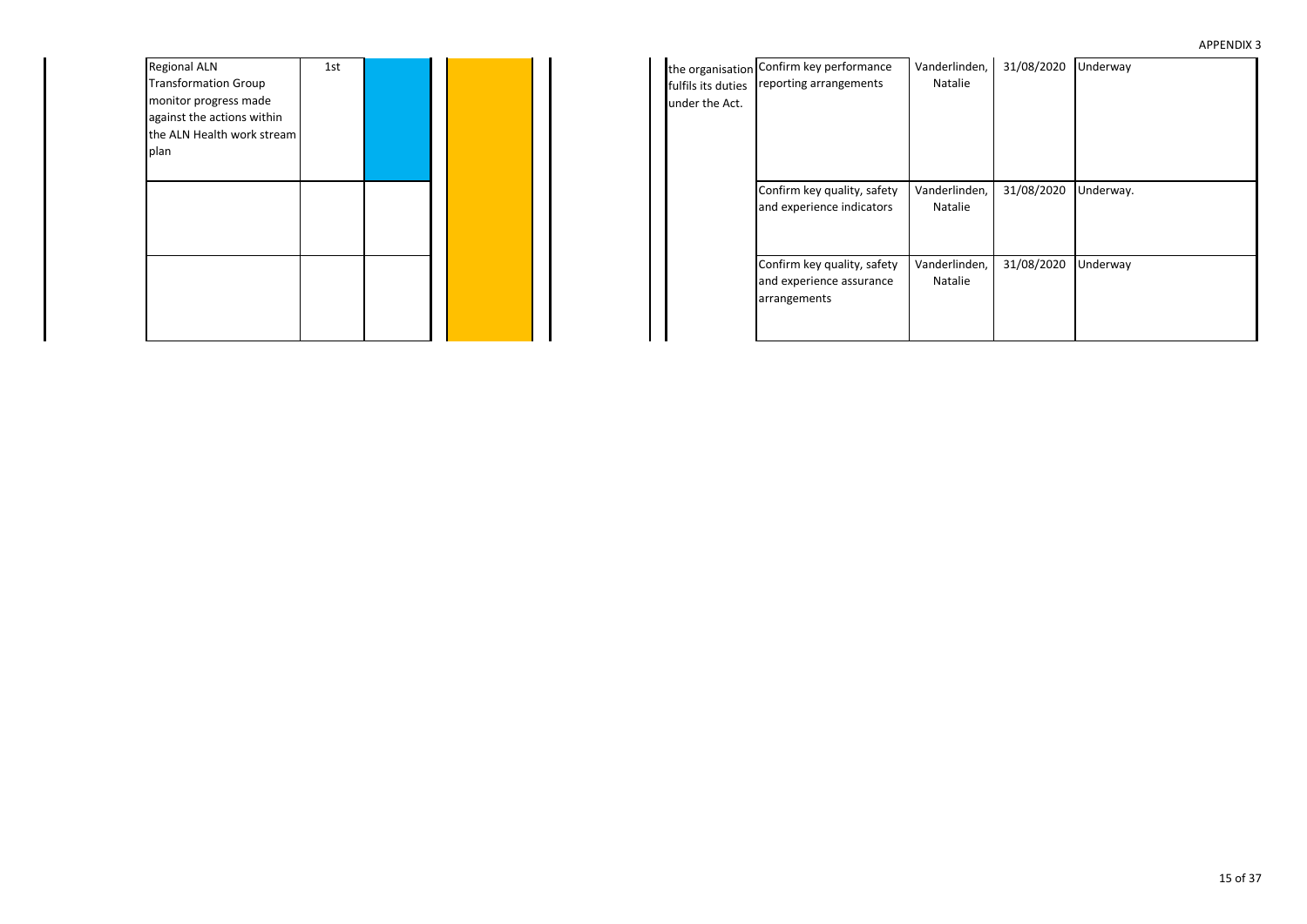| | | | | | | | | |
|---|---|---|---|---|---|---|---|---|
| Regional ALN Transformation Group monitor progress made against the actions within the ALN Health work stream plan | 1st | | | the organisation fulfils its duties under the Act. | Confirm key performance reporting arrangements | Vanderlinden, Natalie | 31/08/2020 | Underway |
| | | | | | Confirm key quality, safety and experience indicators | Vanderlinden, Natalie | 31/08/2020 | Underway. |
| | | | | | Confirm key quality, safety and experience assurance arrangements | Vanderlinden, Natalie | 31/08/2020 | Underway |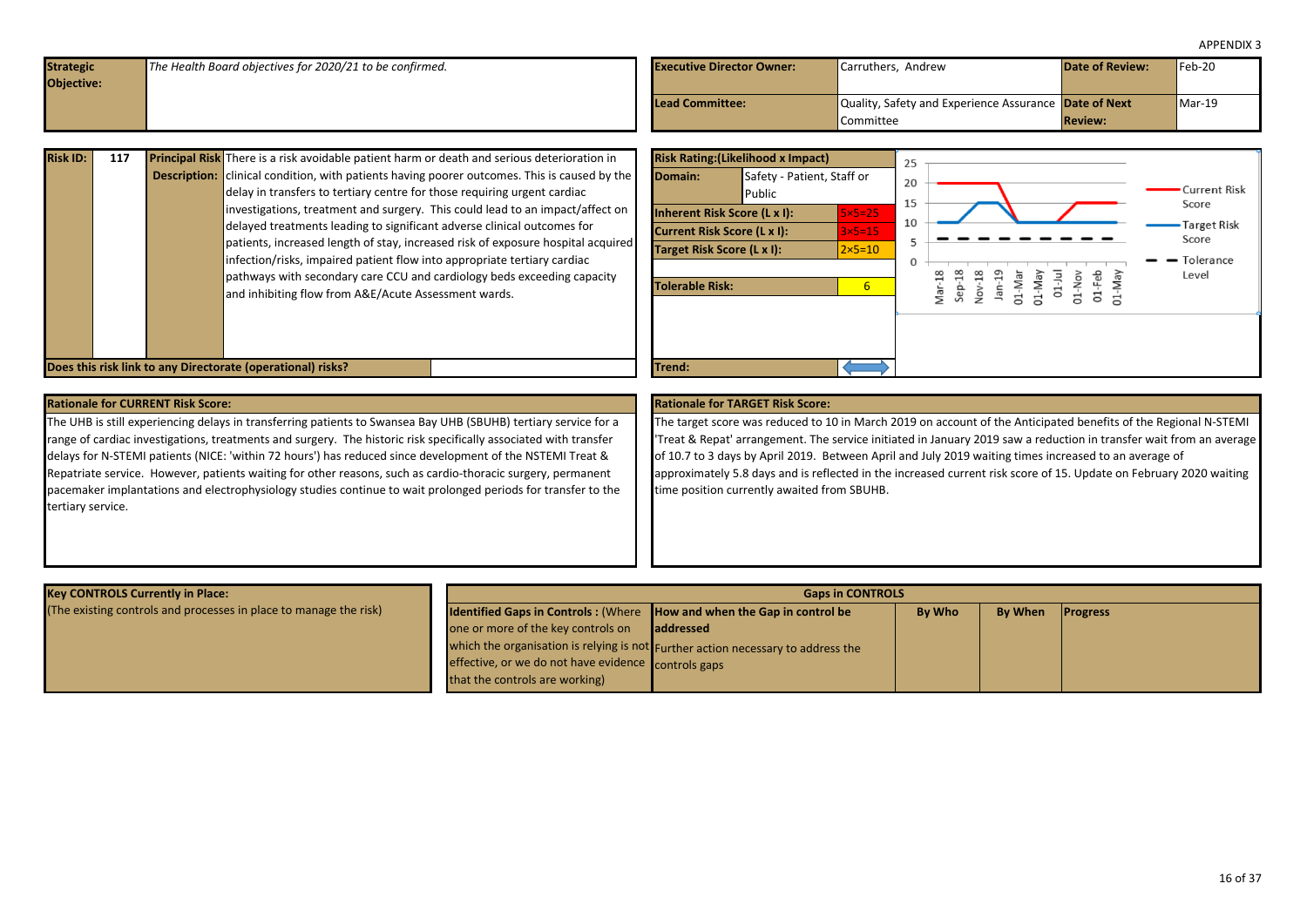APPENDIX 3

| | | | | | |
|---|---|---|---|---|---|
| **Strategic Objective:** | *The Health Board objectives for 2020/21 to be confirmed.* | **Executive Director Owner:** | Carruthers, Andrew | **Date of Review:** | Feb-20 |
| | | **Lead Committee:** | Quality, Safety and Experience Assurance Committee | **Date of Next Review:** | Mar-19 |

| | | | |
|---|---|---|---|
| **Risk ID:** | 117 | **Principal Risk Description:** | There is a risk avoidable patient harm or death and serious deterioration in clinical condition, with patients having poorer outcomes. This is caused by the delay in transfers to tertiary centre for those requiring urgent cardiac investigations, treatment and surgery. This could lead to an impact/affect on delayed treatments leading to significant adverse clinical outcomes for patients, increased length of stay, increased risk of exposure hospital acquired infection/risks, impaired patient flow into appropriate tertiary cardiac pathways with secondary care CCU and cardiology beds exceeding capacity and inhibiting flow from A&E/Acute Assessment wards. |

**Does this risk link to any Directorate (operational) risks?**

| **Risk Rating:(Likelihood x Impact)** | |
|---|---|
| **Domain:** | Safety - Patient, Staff or Public |
| **Inherent Risk Score (L x I):** | 5×5=25 |
| **Current Risk Score (L x I):** | 3×5=15 |
| **Target Risk Score (L x I):** | 2×5=10 |
| **Tolerable Risk:** | 6 |
| **Trend:** | |

25
20
15
10
5
0
Mar-18
Sep-18
Nov-18
Jan-19
01-Mar
01-May
01-Jul
01-Nov
01-Feb
01-May
Current Risk Score
Target Risk Score
Tolerance Level

**Rationale for CURRENT Risk Score:**

The UHB is still experiencing delays in transferring patients to Swansea Bay UHB (SBUHB) tertiary service for a range of cardiac investigations, treatments and surgery. The historic risk specifically associated with transfer delays for N-STEMI patients (NICE: 'within 72 hours') has reduced since development of the NSTEMI Treat & Repatriate service. However, patients waiting for other reasons, such as cardio-thoracic surgery, permanent pacemaker implantations and electrophysiology studies continue to wait prolonged periods for transfer to the tertiary service.

**Rationale for TARGET Risk Score:**

The target score was reduced to 10 in March 2019 on account of the Anticipated benefits of the Regional N-STEMI 'Treat & Repat' arrangement. The service initiated in January 2019 saw a reduction in transfer wait from an average of 10.7 to 3 days by April 2019. Between April and July 2019 waiting times increased to an average of approximately 5.8 days and is reflected in the increased current risk score of 15. Update on February 2020 waiting time position currently awaited from SBUHB.

**Key CONTROLS Currently in Place:**
(The existing controls and processes in place to manage the risk)

**Gaps in CONTROLS**

| **Identified Gaps in Controls :** (Where one or more of the key controls on which the organisation is relying is not effective, or we do not have evidence that the controls are working) | **How and when the Gap in control be addressed** Further action necessary to address the controls gaps | **By Who** | **By When** | **Progress** |
|---|---|---|---|---|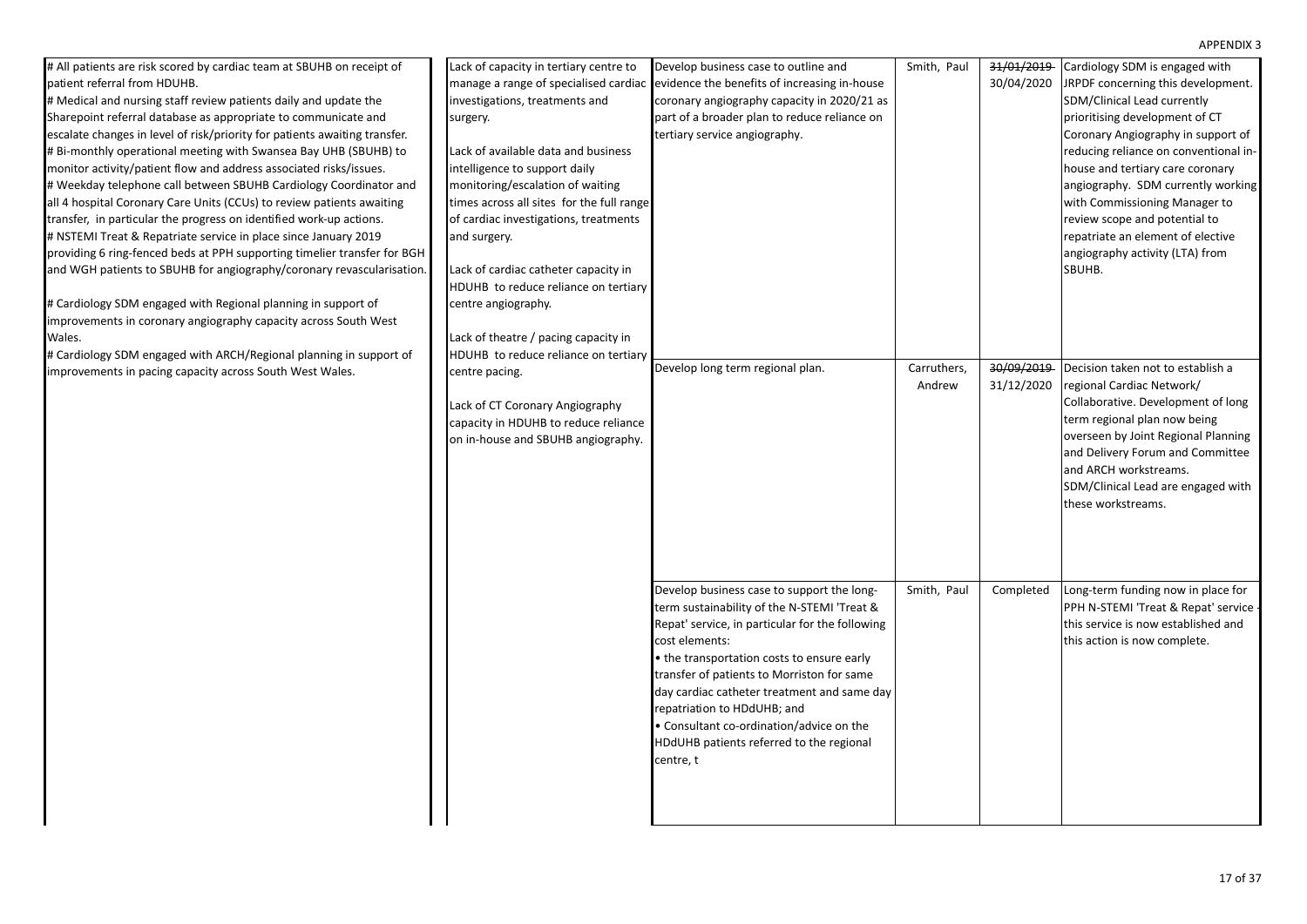APPENDIX 3

| | | | | | |
|---|---|---|---|---|---|
| # All patients are risk scored by cardiac team at SBUHB on receipt of patient referral from HDUHB.<br># Medical and nursing staff review patients daily and update the Sharepoint referral database as appropriate to communicate and escalate changes in level of risk/priority for patients awaiting transfer.<br># Bi-monthly operational meeting with Swansea Bay UHB (SBUHB) to monitor activity/patient flow and address associated risks/issues.<br># Weekday telephone call between SBUHB Cardiology Coordinator and all 4 hospital Coronary Care Units (CCUs) to review patients awaiting transfer, in particular the progress on identified work-up actions.<br># NSTEMI Treat & Repatriate service in place since January 2019 providing 6 ring-fenced beds at PPH supporting timelier transfer for BGH and WGH patients to SBUHB for angiography/coronary revascularisation.<br><br># Cardiology SDM engaged with Regional planning in support of improvements in coronary angiography capacity across South West Wales.<br># Cardiology SDM engaged with ARCH/Regional planning in support of improvements in pacing capacity across South West Wales. | Lack of capacity in tertiary centre to manage a range of specialised cardiac investigations, treatments and surgery.<br><br>Lack of available data and business intelligence to support daily monitoring/escalation of waiting times across all sites for the full range of cardiac investigations, treatments and surgery.<br><br>Lack of cardiac catheter capacity in HDUHB to reduce reliance on tertiary centre angiography.<br><br>Lack of theatre / pacing capacity in HDUHB to reduce reliance on tertiary centre pacing.<br><br>Lack of CT Coronary Angiography capacity in HDUHB to reduce reliance on in-house and SBUHB angiography. | Develop business case to outline and evidence the benefits of increasing in-house coronary angiography capacity in 2020/21 as part of a broader plan to reduce reliance on tertiary service angiography. | Smith, Paul | ~~31/01/2019~~ 30/04/2020 | Cardiology SDM is engaged with JRPDF concerning this development. SDM/Clinical Lead currently prioritising development of CT Coronary Angiography in support of reducing reliance on conventional in-house and tertiary care coronary angiography. SDM currently working with Commissioning Manager to review scope and potential to repatriate an element of elective angiography activity (LTA) from SBUHB. |
| | | Develop long term regional plan. | Carruthers, Andrew | ~~30/09/2019~~ 31/12/2020 | Decision taken not to establish a regional Cardiac Network/ Collaborative. Development of long term regional plan now being overseen by Joint Regional Planning and Delivery Forum and Committee and ARCH workstreams. SDM/Clinical Lead are engaged with these workstreams. |
| | | Develop business case to support the long-term sustainability of the N-STEMI 'Treat & Repat' service, in particular for the following cost elements:<br>• the transportation costs to ensure early transfer of patients to Morriston for same day cardiac catheter treatment and same day repatriation to HDdUHB; and<br>• Consultant co-ordination/advice on the HDdUHB patients referred to the regional centre, t | Smith, Paul | Completed | Long-term funding now in place for PPH N-STEMI 'Treat & Repat' service - this service is now established and this action is now complete. |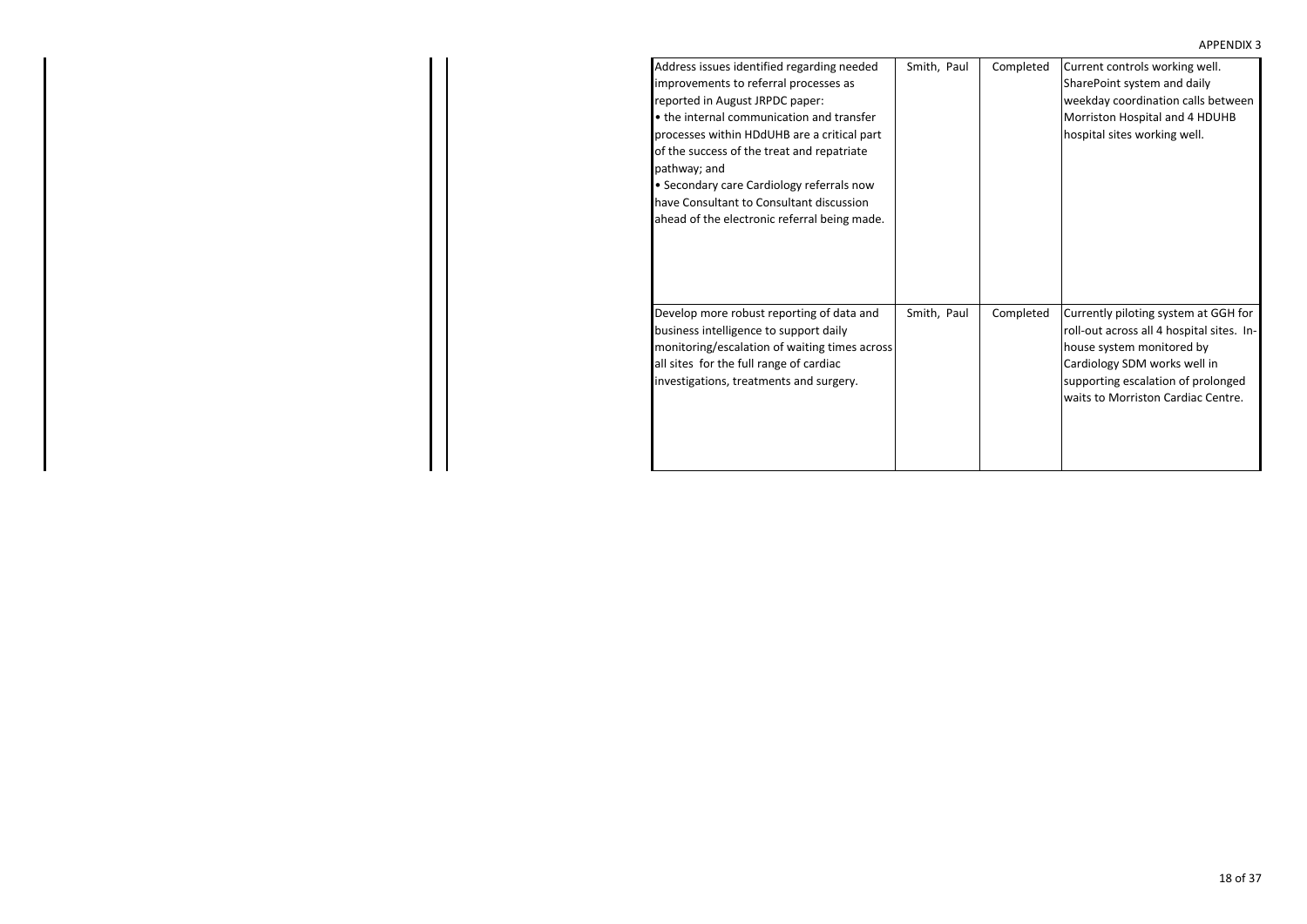APPENDIX 3

| | | | |
|---|---|---|---|
| Address issues identified regarding needed improvements to referral processes as reported in August JRPDC paper:<br>• the internal communication and transfer processes within HDdUHB are a critical part of the success of the treat and repatriate pathway; and<br>• Secondary care Cardiology referrals now have Consultant to Consultant discussion ahead of the electronic referral being made. | Smith, Paul | Completed | Current controls working well. SharePoint system and daily weekday coordination calls between Morriston Hospital and 4 HDUHB hospital sites working well. |
| Develop more robust reporting of data and business intelligence to support daily monitoring/escalation of waiting times across all sites for the full range of cardiac investigations, treatments and surgery. | Smith, Paul | Completed | Currently piloting system at GGH for roll-out across all 4 hospital sites. In-house system monitored by Cardiology SDM works well in supporting escalation of prolonged waits to Morriston Cardiac Centre. |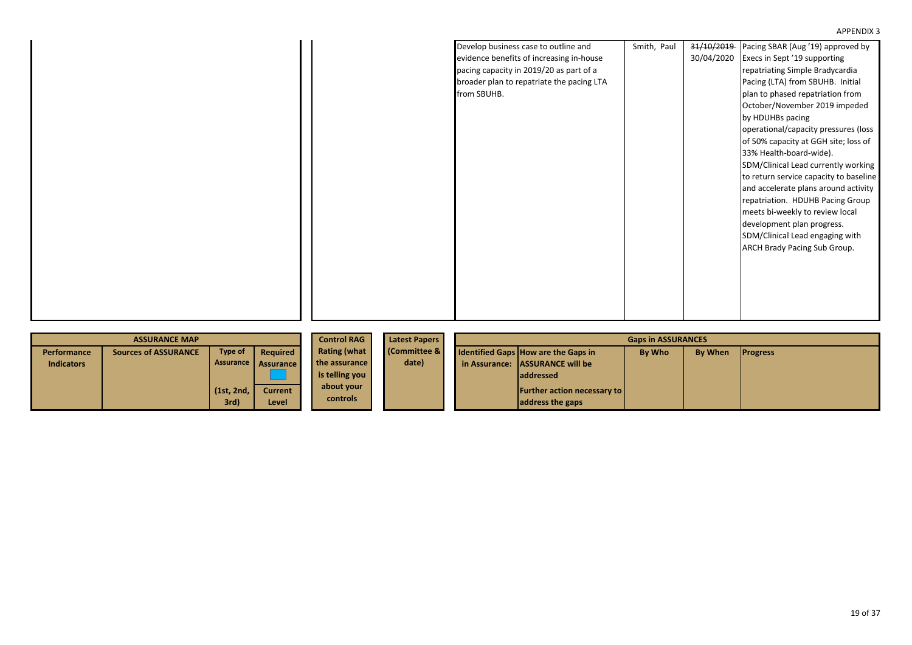APPENDIX 3

| | | | | | |
|---|---|---|---|---|---|
| | | Develop business case to outline and evidence benefits of increasing in-house pacing capacity in 2019/20 as part of a broader plan to repatriate the pacing LTA from SBUHB. | Smith, Paul | ~~31/10/2019~~ 30/04/2020 | Pacing SBAR (Aug '19) approved by Execs in Sept '19 supporting repatriating Simple Bradycardia Pacing (LTA) from SBUHB. Initial plan to phased repatriation from October/November 2019 impeded by HDUHBs pacing operational/capacity pressures (loss of 50% capacity at GGH site; loss of 33% Health-board-wide). SDM/Clinical Lead currently working to return service capacity to baseline and accelerate plans around activity repatriation. HDUHB Pacing Group meets bi-weekly to review local development plan progress. SDM/Clinical Lead engaging with ARCH Brady Pacing Sub Group. |

| ASSURANCE MAP | | | | Control RAG Rating (what the assurance is telling you about your controls | Latest Papers (Committee & date) | Gaps in ASSURANCES | | | | |
|---|---|---|---|---|---|---|---|---|---|---|
| Performance Indicators | Sources of ASSURANCE | Type of Assurance (1st, 2nd, 3rd) | Required Assurance / Current Level | | | Identified Gaps in Assurance: | How are the Gaps in ASSURANCE will be addressed / Further action necessary to address the gaps | By Who | By When | Progress |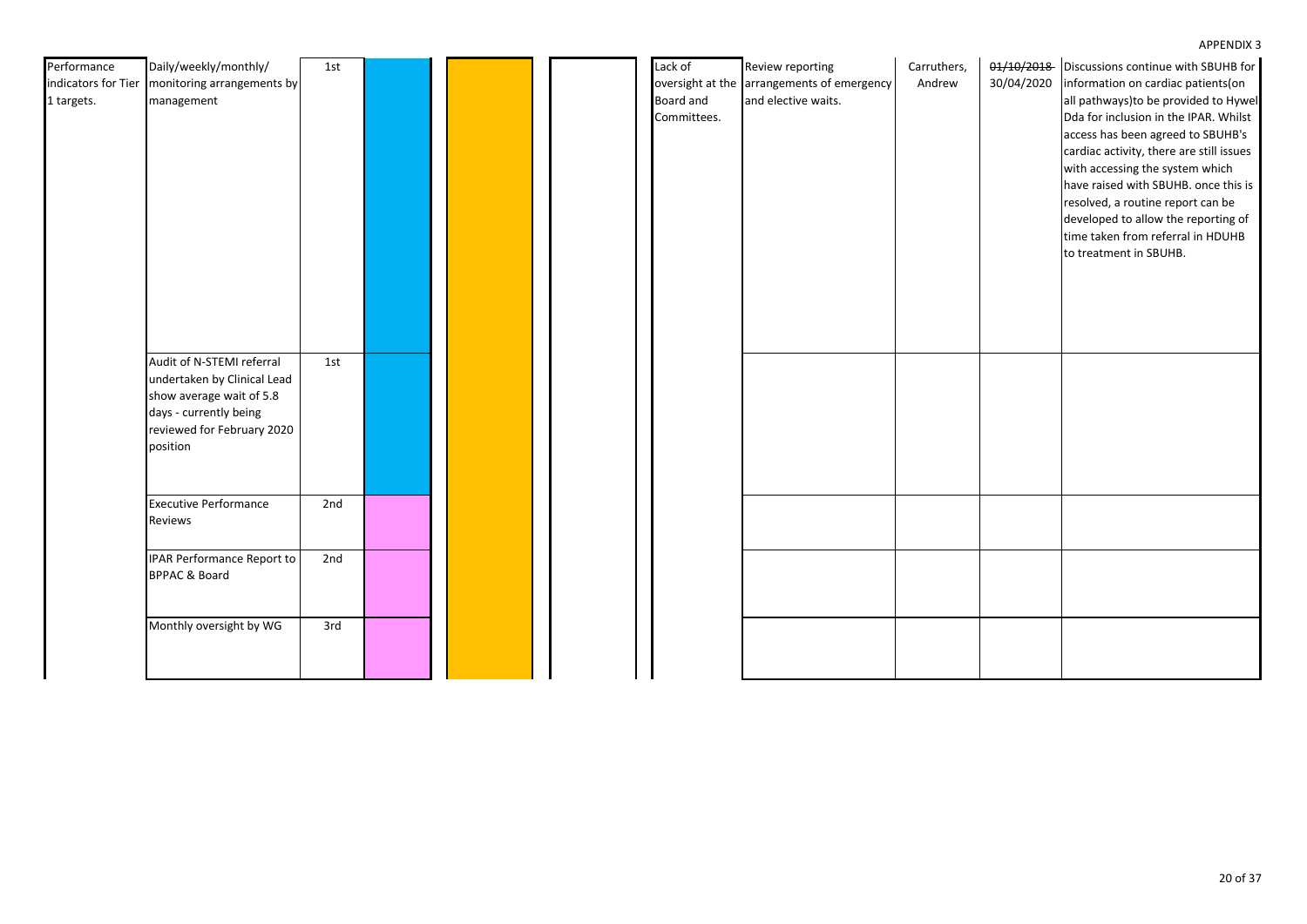APPENDIX 3

| | | | | | | | | | | |
|---|---|---|---|---|---|---|---|---|---|---|
| Performance indicators for Tier 1 targets. | Daily/weekly/monthly/ monitoring arrangements by management | 1st | | | | Lack of oversight at the Board and Committees. | Review reporting arrangements of emergency and elective waits. | Carruthers, Andrew | ~~01/10/2018~~ 30/04/2020 | Discussions continue with SBUHB for information on cardiac patients(on all pathways)to be provided to Hywel Dda for inclusion in the IPAR. Whilst access has been agreed to SBUHB's cardiac activity, there are still issues with accessing the system which have raised with SBUHB. once this is resolved, a routine report can be developed to allow the reporting of time taken from referral in HDUHB to treatment in SBUHB. |
| | Audit of N-STEMI referral undertaken by Clinical Lead show average wait of 5.8 days - currently being reviewed for February 2020 position | 1st | | | | | | | | |
| | Executive Performance Reviews | 2nd | | | | | | | | |
| | IPAR Performance Report to BPPAC & Board | 2nd | | | | | | | | |
| | Monthly oversight by WG | 3rd | | | | | | | | |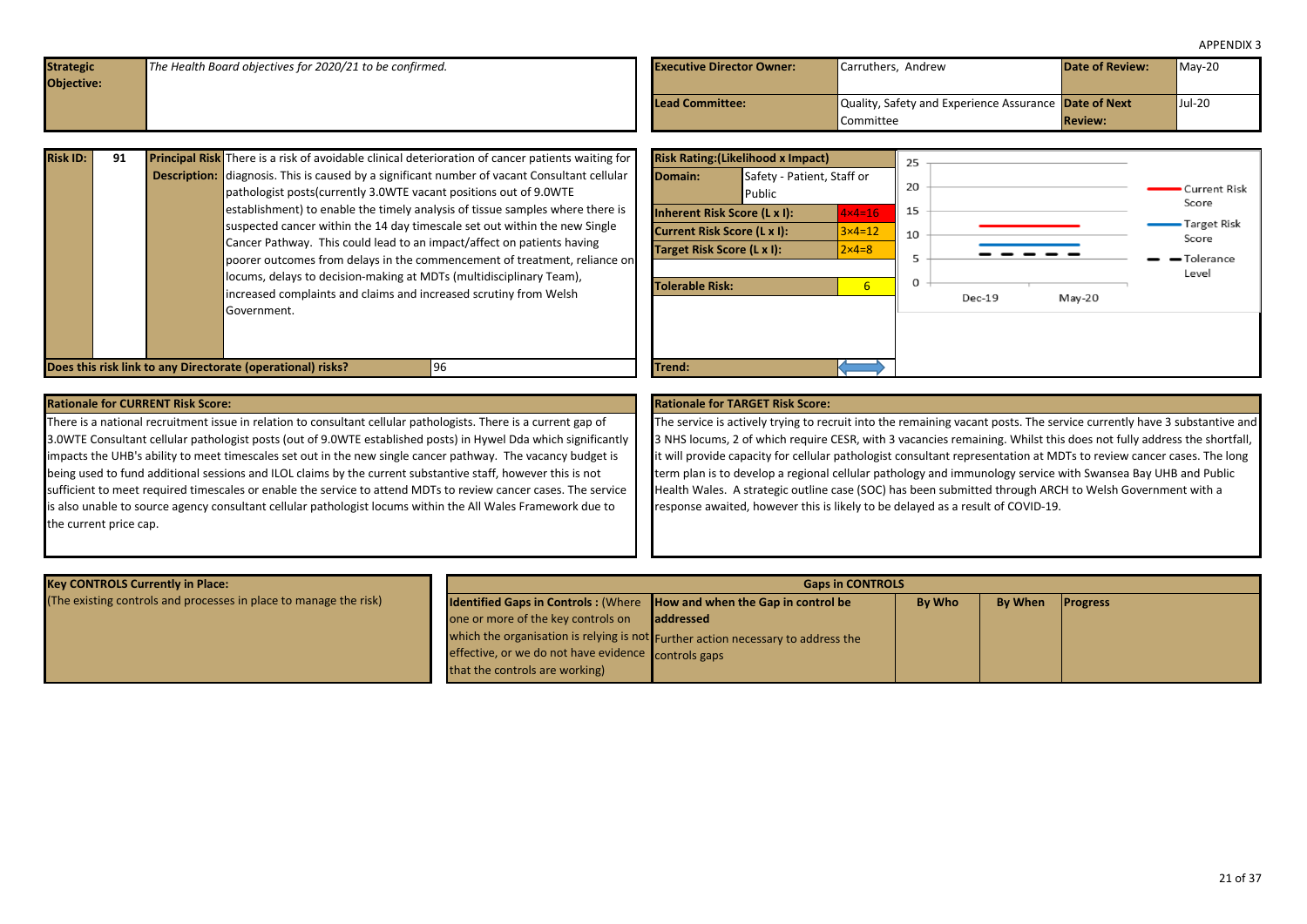APPENDIX 3

| | | | |
|---|---|---|---|
| **Strategic Objective:** | *The Health Board objectives for 2020/21 to be confirmed.* | **Executive Director Owner:** | Carruthers, Andrew |
| | | **Date of Review:** | May-20 |
| | | **Lead Committee:** | Quality, Safety and Experience Assurance Committee |
| | | **Date of Next Review:** | Jul-20 |

| | | | |
|---|---|---|---|
| **Risk ID:** | 91 | **Principal Risk Description:** | There is a risk of avoidable clinical deterioration of cancer patients waiting for diagnosis. This is caused by a significant number of vacant Consultant cellular pathologist posts(currently 3.0WTE vacant positions out of 9.0WTE establishment) to enable the timely analysis of tissue samples where there is suspected cancer within the 14 day timescale set out within the new Single Cancer Pathway. This could lead to an impact/affect on patients having poorer outcomes from delays in the commencement of treatment, reliance on locums, delays to decision-making at MDTs (multidisciplinary Team), increased complaints and claims and increased scrutiny from Welsh Government. |
| **Does this risk link to any Directorate (operational) risks?** | 96 | | |

| | |
|---|---|
| **Risk Rating:(Likelihood x Impact)** | |
| **Domain:** | Safety - Patient, Staff or Public |
| **Inherent Risk Score (L x I):** | 4×4=16 |
| **Current Risk Score (L x I):** | 3×4=12 |
| **Target Risk Score (L x I):** | 2×4=8 |
| **Tolerable Risk:** | 6 |
| **Trend:** | ⟷ |

25
20
15
10
5
0
Dec-19
May-20
Current Risk Score
Target Risk Score
Tolerance Level

**Rationale for CURRENT Risk Score:**

There is a national recruitment issue in relation to consultant cellular pathologists. There is a current gap of 3.0WTE Consultant cellular pathologist posts (out of 9.0WTE established posts) in Hywel Dda which significantly impacts the UHB's ability to meet timescales set out in the new single cancer pathway. The vacancy budget is being used to fund additional sessions and ILOL claims by the current substantive staff, however this is not sufficient to meet required timescales or enable the service to attend MDTs to review cancer cases. The service is also unable to source agency consultant cellular pathologist locums within the All Wales Framework due to the current price cap.

**Rationale for TARGET Risk Score:**

The service is actively trying to recruit into the remaining vacant posts. The service currently have 3 substantive and 3 NHS locums, 2 of which require CESR, with 3 vacancies remaining. Whilst this does not fully address the shortfall, it will provide capacity for cellular pathologist consultant representation at MDTs to review cancer cases. The long term plan is to develop a regional cellular pathology and immunology service with Swansea Bay UHB and Public Health Wales. A strategic outline case (SOC) has been submitted through ARCH to Welsh Government with a response awaited, however this is likely to be delayed as a result of COVID-19.

| **Key CONTROLS Currently in Place:** (The existing controls and processes in place to manage the risk) | **Gaps in CONTROLS** | | | | |
|---|---|---|---|---|---|
| | **Identified Gaps in Controls :** (Where one or more of the key controls on which the organisation is relying is not effective, or we do not have evidence that the controls are working) | **How and when the Gap in control be addressed** Further action necessary to address the controls gaps | **By Who** | **By When** | **Progress** |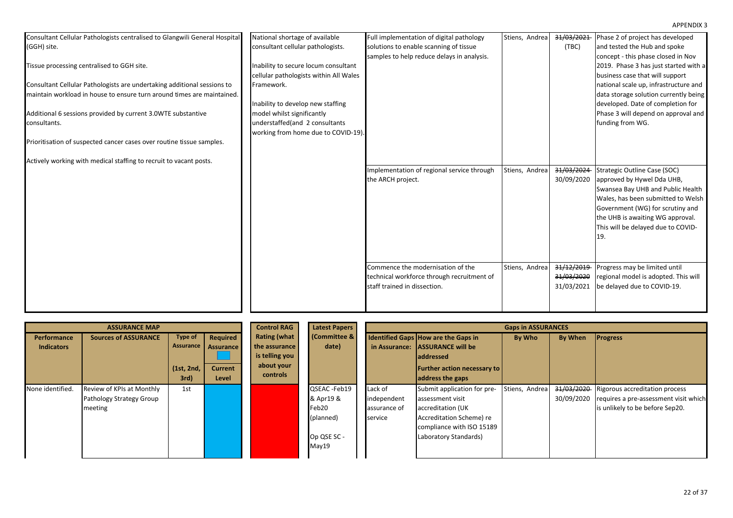APPENDIX 3

| | | | | | |
|---|---|---|---|---|---|
| Consultant Cellular Pathologists centralised to Glangwili General Hospital (GGH) site.<br><br>Tissue processing centralised to GGH site.<br><br>Consultant Cellular Pathologists are undertaking additional sessions to maintain workload in house to ensure turn around times are maintained.<br><br>Additional 6 sessions provided by current 3.0WTE substantive consultants.<br><br>Prioritisation of suspected cancer cases over routine tissue samples.<br><br>Actively working with medical staffing to recruit to vacant posts. | National shortage of available consultant cellular pathologists.<br><br>Inability to secure locum consultant cellular pathologists within All Wales Framework.<br><br>Inability to develop new staffing model whilst significantly understaffed(and 2 consultants working from home due to COVID-19). | Full implementation of digital pathology solutions to enable scanning of tissue samples to help reduce delays in analysis. | Stiens, Andrea | ~~31/03/2021~~ (TBC) | Phase 2 of project has developed and tested the Hub and spoke concept - this phase closed in Nov 2019. Phase 3 has just started with a business case that will support national scale up, infrastructure and data storage solution currently being developed. Date of completion for Phase 3 will depend on approval and funding from WG. |
| | | Implementation of regional service through the ARCH project. | Stiens, Andrea | ~~31/03/2024~~ 30/09/2020 | Strategic Outline Case (SOC) approved by Hywel Dda UHB, Swansea Bay UHB and Public Health Wales, has been submitted to Welsh Government (WG) for scrutiny and the UHB is awaiting WG approval. This will be delayed due to COVID-19. |
| | | Commence the modernisation of the technical workforce through recruitment of staff trained in dissection. | Stiens, Andrea | ~~31/12/2019~~ ~~31/03/2020~~ 31/03/2021 | Progress may be limited until regional model is adopted. This will be delayed due to COVID-19. |

| ASSURANCE MAP | | | | Control RAG | Latest Papers | Gaps in ASSURANCES | | | | |
|---|---|---|---|---|---|---|---|---|---|---|
| Performance Indicators | Sources of ASSURANCE | Type of Assurance (1st, 2nd, 3rd) | Required Assurance / Current Level | Rating (what the assurance is telling you about your controls | (Committee & date) | Identified Gaps in Assurance: | How are the Gaps in ASSURANCE will be addressed Further action necessary to address the gaps | By Who | By When | Progress |
| None identified. | Review of KPIs at Monthly Pathology Strategy Group meeting | 1st | | | QSEAC -Feb19 & Apr19 & Feb20 (planned)<br><br>Op QSE SC - May19 | Lack of independent assurance of service | Submit application for pre-assessment visit accreditation (UK Accreditation Scheme) re compliance with ISO 15189 Laboratory Standards) | Stiens, Andrea | ~~31/03/2020~~ 30/09/2020 | Rigorous accreditation process requires a pre-assessment visit which is unlikely to be before Sep20. |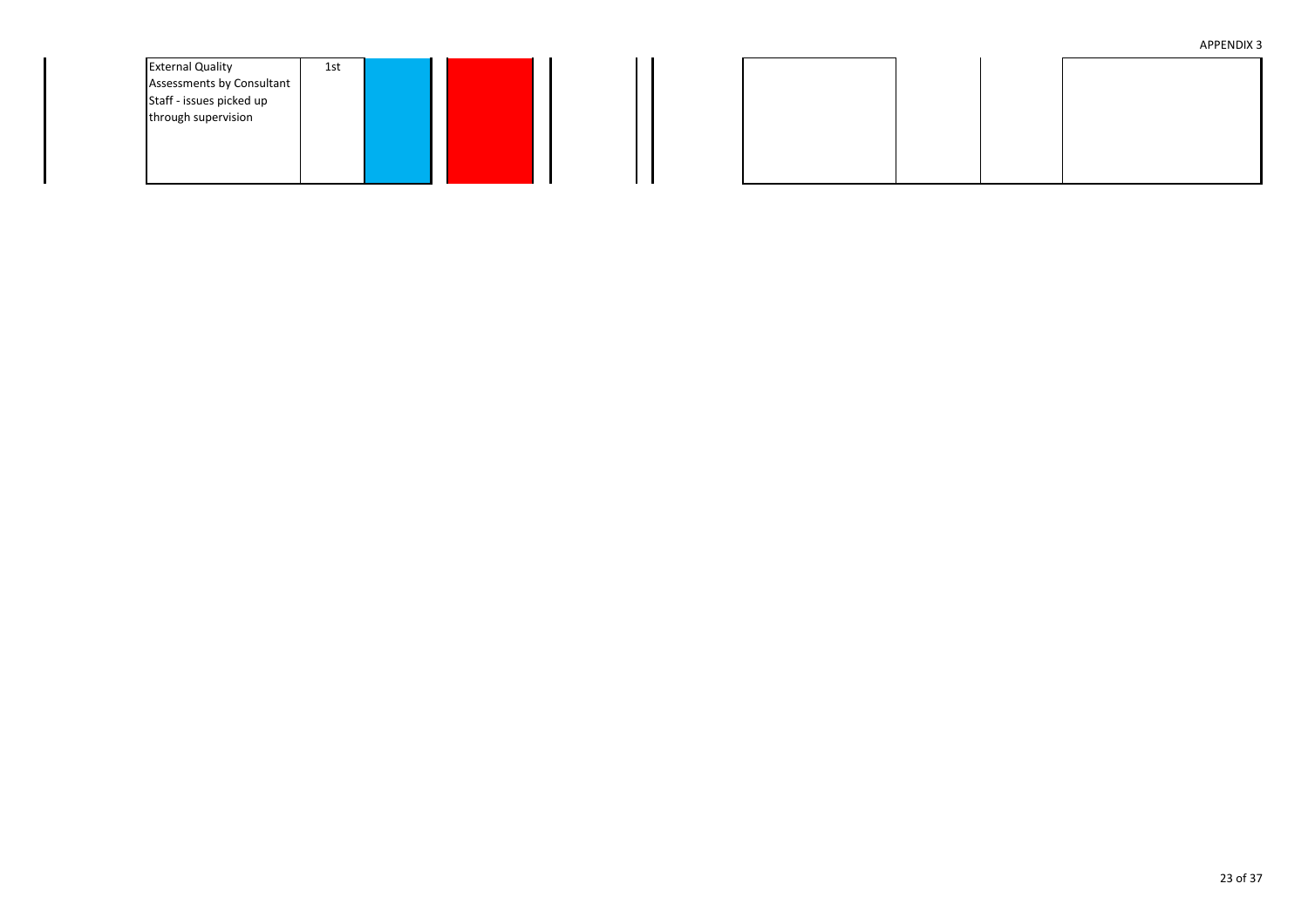| | | | | | | | | | |
|---|---|---|---|---|---|---|---|---|---|
| External Quality Assessments by Consultant Staff - issues picked up through supervision | 1st | | | | | | | | |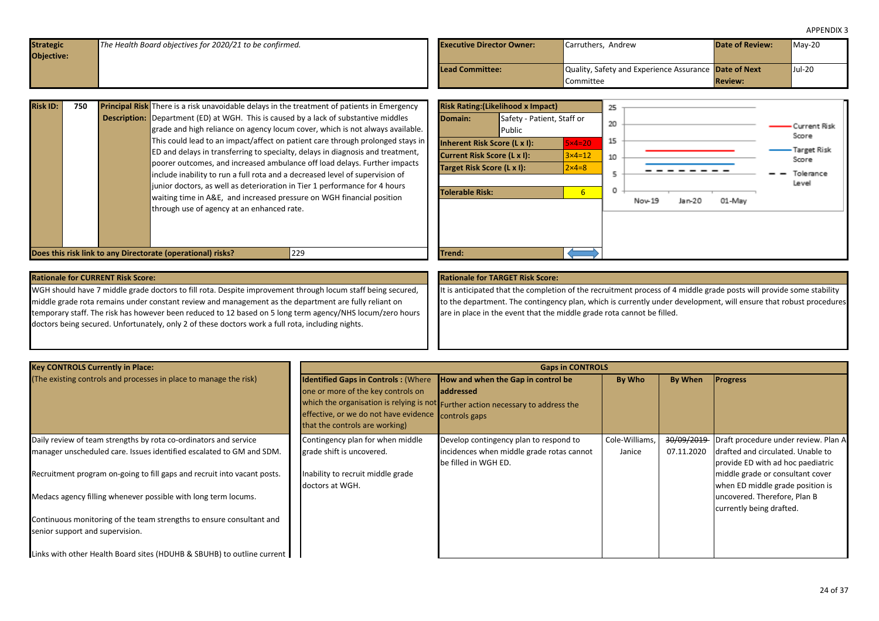APPENDIX 3

| | | | |
|---|---|---|---|
| **Strategic Objective:** | *The Health Board objectives for 2020/21 to be confirmed.* | **Executive Director Owner:** | Carruthers, Andrew |
| | | **Date of Review:** | May-20 |
| | | **Lead Committee:** | Quality, Safety and Experience Assurance Committee |
| | | **Date of Next Review:** | Jul-20 |

| | | | |
|---|---|---|---|
| **Risk ID:** | 750 | **Principal Risk Description:** | There is a risk unavoidable delays in the treatment of patients in Emergency Department (ED) at WGH. This is caused by a lack of substantive middles grade and high reliance on agency locum cover, which is not always available. This could lead to an impact/affect on patient care through prolonged stays in ED and delays in transferring to specialty, delays in diagnosis and treatment, poorer outcomes, and increased ambulance off load delays. Further impacts include inability to run a full rota and a decreased level of supervision of junior doctors, as well as deterioration in Tier 1 performance for 4 hours waiting time in A&E, and increased pressure on WGH financial position through use of agency at an enhanced rate. |
| **Does this risk link to any Directorate (operational) risks?** | 229 | | |

| **Risk Rating:(Likelihood x Impact)** | |
|---|---|
| **Domain:** | Safety - Patient, Staff or Public |
| **Inherent Risk Score (L x I):** | 5×4=20 |
| **Current Risk Score (L x I):** | 3×4=12 |
| **Target Risk Score (L x I):** | 2×4=8 |
| **Tolerable Risk:** | 6 |
| **Trend:** | ⟷ |

25
20
15
10
5
0
Nov-19
Jan-20
01-May
Current Risk Score
Target Risk Score
Tolerance Level

**Rationale for CURRENT Risk Score:**

WGH should have 7 middle grade doctors to fill rota. Despite improvement through locum staff being secured, middle grade rota remains under constant review and management as the department are fully reliant on temporary staff. The risk has however been reduced to 12 based on 5 long term agency/NHS locum/zero hours doctors being secured. Unfortunately, only 2 of these doctors work a full rota, including nights.

**Rationale for TARGET Risk Score:**

It is anticipated that the completion of the recruitment process of 4 middle grade posts will provide some stability to the department. The contingency plan, which is currently under development, will ensure that robust procedures are in place in the event that the middle grade rota cannot be filled.

| **Key CONTROLS Currently in Place:** (The existing controls and processes in place to manage the risk) | **Gaps in CONTROLS** **Identified Gaps in Controls :** (Where one or more of the key controls on which the organisation is relying is not effective, or we do not have evidence that the controls are working) | **How and when the Gap in control be addressed** Further action necessary to address the controls gaps | **By Who** | **By When** | **Progress** |
|---|---|---|---|---|---|
| Daily review of team strengths by rota co-ordinators and service manager unscheduled care. Issues identified escalated to GM and SDM.<br><br>Recruitment program on-going to fill gaps and recruit into vacant posts.<br><br>Medacs agency filling whenever possible with long term locums.<br><br>Continuous monitoring of the team strengths to ensure consultant and senior support and supervision.<br><br>Links with other Health Board sites (HDUHB & SBUHB) to outline current | Contingency plan for when middle grade shift is uncovered.<br><br>Inability to recruit middle grade doctors at WGH. | Develop contingency plan to respond to incidences when middle grade rotas cannot be filled in WGH ED. | Cole-Williams, Janice | ~~30/09/2019~~ 07.11.2020 | Draft procedure under review. Plan A drafted and circulated. Unable to provide ED with ad hoc paediatric middle grade or consultant cover when ED middle grade position is uncovered. Therefore, Plan B currently being drafted. |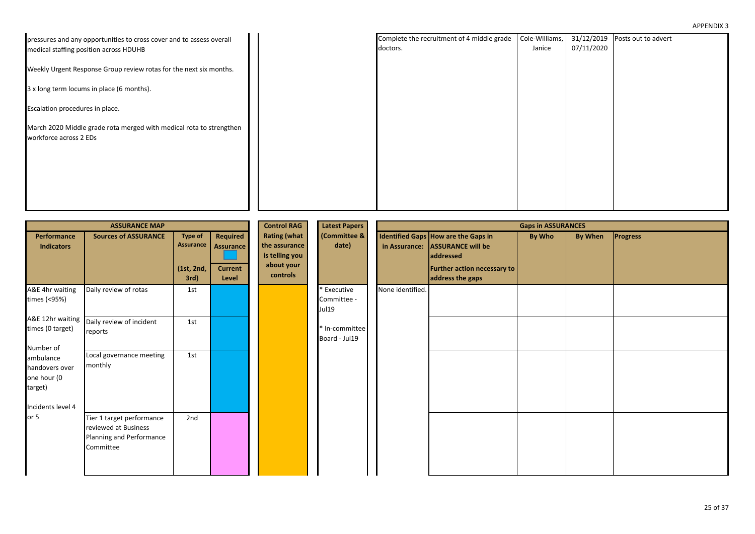APPENDIX 3

| | | | | | |
|---|---|---|---|---|---|
| pressures and any opportunities to cross cover and to assess overall medical staffing position across HDUHB<br><br>Weekly Urgent Response Group review rotas for the next six months.<br><br>3 x long term locums in place (6 months).<br><br>Escalation procedures in place.<br><br>March 2020 Middle grade rota merged with medical rota to strengthen workforce across 2 EDs | | Complete the recruitment of 4 middle grade doctors. | Cole-Williams, Janice | ~~31/12/2019~~ 07/11/2020 | Posts out to advert |

| ASSURANCE MAP | | | | Control RAG | Latest Papers | Gaps in ASSURANCES | | | | |
|---|---|---|---|---|---|---|---|---|---|---|
| Performance Indicators | Sources of ASSURANCE | Type of Assurance (1st, 2nd, 3rd) | Required Assurance / Current Level | Rating (what the assurance is telling you about your controls | (Committee & date) | Identified Gaps in Assurance: | How are the Gaps in ASSURANCE will be addressed / Further action necessary to address the gaps | By Who | By When | Progress |
| A&E 4hr waiting times (<95%)<br><br>A&E 12hr waiting times (0 target)<br><br>Number of ambulance handovers over one hour (0 target)<br><br>Incidents level 4 or 5 | Daily review of rotas | 1st | | | * Executive Committee - Jul19<br><br>* In-committee Board - Jul19 | None identified. | | | | |
| | Daily review of incident reports | 1st | | | | | | | | |
| | Local governance meeting monthly | 1st | | | | | | | | |
| | Tier 1 target performance reviewed at Business Planning and Performance Committee | 2nd | | | | | | | | |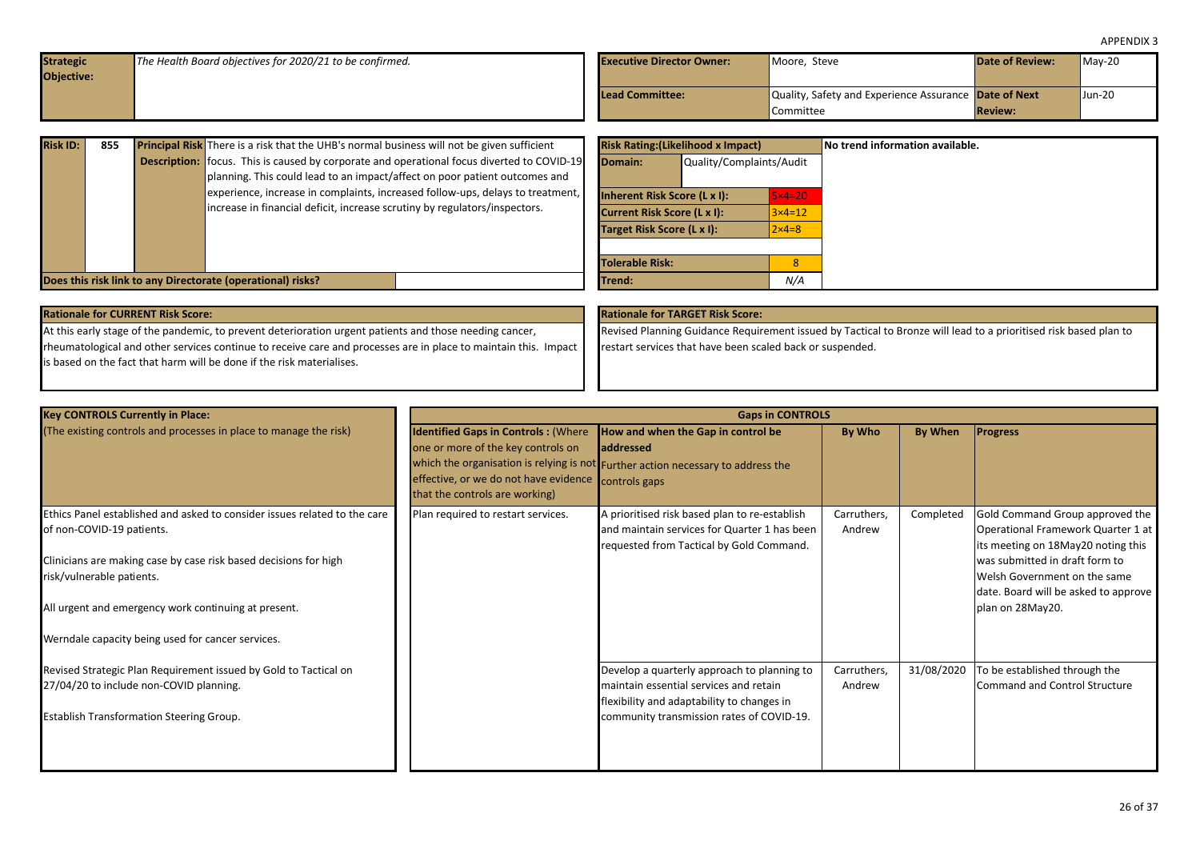APPENDIX 3

| | | | | | |
|---|---|---|---|---|---|
| **Strategic Objective:** | *The Health Board objectives for 2020/21 to be confirmed.* | **Executive Director Owner:** | Moore, Steve | **Date of Review:** | May-20 |
| | | **Lead Committee:** | Quality, Safety and Experience Assurance Committee | **Date of Next Review:** | Jun-20 |

| | | | |
|---|---|---|---|
| **Risk ID:** | 855 | **Principal Risk Description:** | There is a risk that the UHB's normal business will not be given sufficient focus. This is caused by corporate and operational focus diverted to COVID-19 planning. This could lead to an impact/affect on poor patient outcomes and experience, increase in complaints, increased follow-ups, delays to treatment, increase in financial deficit, increase scrutiny by regulators/inspectors. |
| **Does this risk link to any Directorate (operational) risks?** | | | |

| | | |
|---|---|---|
| **Risk Rating:(Likelihood x Impact)** | | **No trend information available.** |
| **Domain:** | Quality/Complaints/Audit | |
| **Inherent Risk Score (L x I):** | 5×4=20 | |
| **Current Risk Score (L x I):** | 3×4=12 | |
| **Target Risk Score (L x I):** | 2×4=8 | |
| **Tolerable Risk:** | 8 | |
| **Trend:** | *N/A* | |

**Rationale for CURRENT Risk Score:**

At this early stage of the pandemic, to prevent deterioration urgent patients and those needing cancer, rheumatological and other services continue to receive care and processes are in place to maintain this. Impact is based on the fact that harm will be done if the risk materialises.

**Rationale for TARGET Risk Score:**

Revised Planning Guidance Requirement issued by Tactical to Bronze will lead to a prioritised risk based plan to restart services that have been scaled back or suspended.

| **Key CONTROLS Currently in Place:** (The existing controls and processes in place to manage the risk) | **Identified Gaps in Controls : (Where one or more of the key controls on which the organisation is relying is not effective, or we do not have evidence that the controls are working)** | **How and when the Gap in control be addressed** Further action necessary to address the controls gaps | **By Who** | **By When** | **Progress** |
|---|---|---|---|---|---|
| Ethics Panel established and asked to consider issues related to the care of non-COVID-19 patients.<br><br>Clinicians are making case by case risk based decisions for high risk/vulnerable patients.<br><br>All urgent and emergency work continuing at present.<br><br>Werndale capacity being used for cancer services. | Plan required to restart services. | A prioritised risk based plan to re-establish and maintain services for Quarter 1 has been requested from Tactical by Gold Command. | Carruthers, Andrew | Completed | Gold Command Group approved the Operational Framework Quarter 1 at its meeting on 18May20 noting this was submitted in draft form to Welsh Government on the same date. Board will be asked to approve plan on 28May20. |
| Revised Strategic Plan Requirement issued by Gold to Tactical on 27/04/20 to include non-COVID planning.<br><br>Establish Transformation Steering Group. | | Develop a quarterly approach to planning to maintain essential services and retain flexibility and adaptability to changes in community transmission rates of COVID-19. | Carruthers, Andrew | 31/08/2020 | To be established through the Command and Control Structure |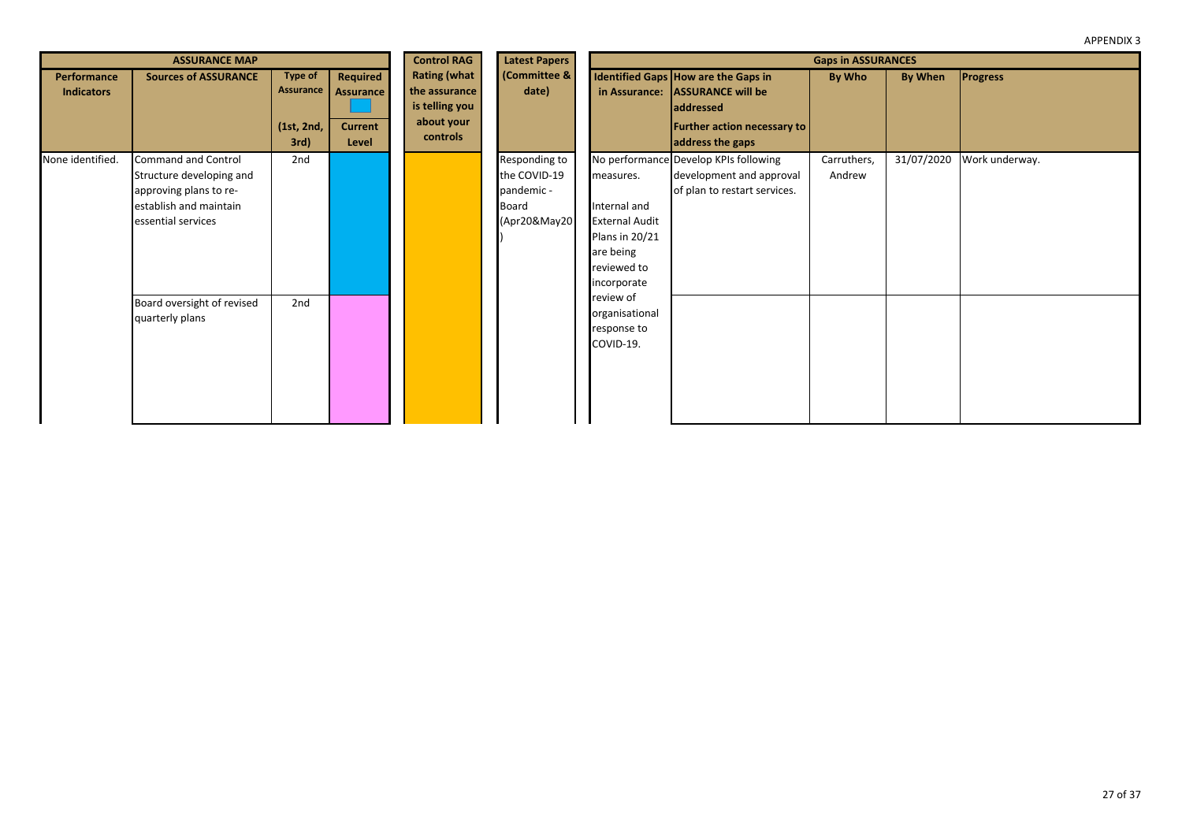APPENDIX 3

| ASSURANCE MAP | | | | Control RAG | Latest Papers | Gaps in ASSURANCES | | | | |
|---|---|---|---|---|---|---|---|---|---|---|
| Performance Indicators | Sources of ASSURANCE | Type of Assurance (1st, 2nd, 3rd) | Required Assurance / Current Level | Rating (what the assurance is telling you about your controls | Latest Papers (Committee & date) | Identified Gaps in Assurance: | How are the Gaps in ASSURANCE will be addressed / Further action necessary to address the gaps | By Who | By When | Progress |
| None identified. | Command and Control Structure developing and approving plans to re-establish and maintain essential services | 2nd | | | Responding to the COVID-19 pandemic - Board (Apr20&May20) | No performance measures. Internal and External Audit Plans in 20/21 are being reviewed to incorporate review of organisational response to COVID-19. | Develop KPIs following development and approval of plan to restart services. | Carruthers, Andrew | 31/07/2020 | Work underway. |
| | Board oversight of revised quarterly plans | 2nd | | | | | | | | |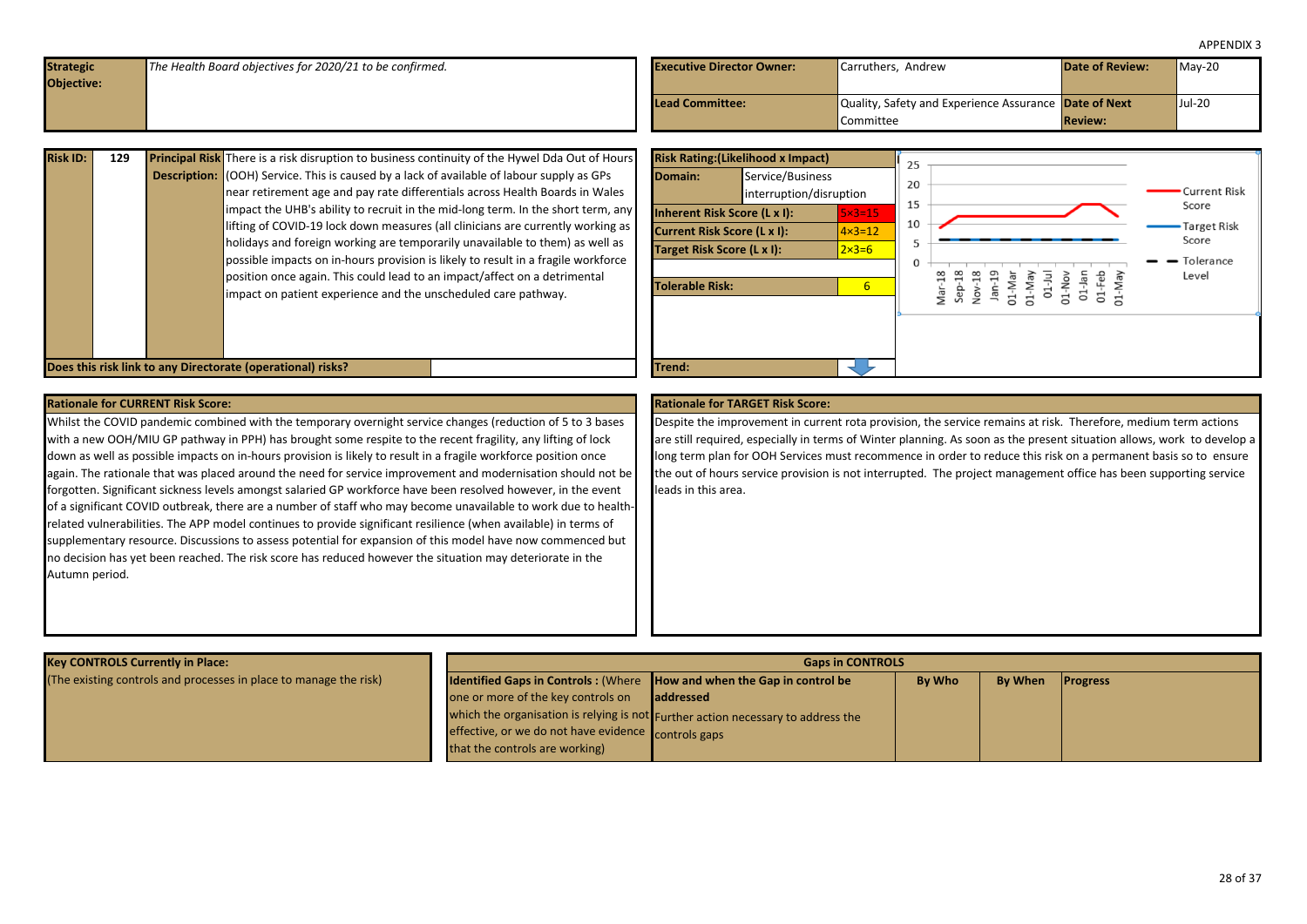APPENDIX 3

| | | | | | |
|---|---|---|---|---|---|
| **Strategic Objective:** | *The Health Board objectives for 2020/21 to be confirmed.* | **Executive Director Owner:** | Carruthers, Andrew | **Date of Review:** | May-20 |
| | | **Lead Committee:** | Quality, Safety and Experience Assurance Committee | **Date of Next Review:** | Jul-20 |

| | | | |
|---|---|---|---|
| **Risk ID:** | 129 | **Principal Risk Description:** | There is a risk disruption to business continuity of the Hywel Dda Out of Hours (OOH) Service. This is caused by a lack of available of labour supply as GPs near retirement age and pay rate differentials across Health Boards in Wales impact the UHB's ability to recruit in the mid-long term. In the short term, any lifting of COVID-19 lock down measures (all clinicians are currently working as holidays and foreign working are temporarily unavailable to them) as well as possible impacts on in-hours provision is likely to result in a fragile workforce position once again. This could lead to an impact/affect on a detrimental impact on patient experience and the unscheduled care pathway. |
| **Does this risk link to any Directorate (operational) risks?** | | | |

| **Risk Rating:(Likelihood x Impact)** | |
|---|---|
| **Domain:** | Service/Business interruption/disruption |
| **Inherent Risk Score (L x I):** | 5×3=15 |
| **Current Risk Score (L x I):** | 4×3=12 |
| **Target Risk Score (L x I):** | 2×3=6 |
| **Tolerable Risk:** | 6 |
| **Trend:** | |

25
20
15
10
5
0
Mar-18
Sep-18
Nov-18
Jan-19
01-Mar
01-May
01-Jul
01-Nov
01-Jan
01-Feb
01-May
Current Risk Score
Target Risk Score
Tolerance Level

**Rationale for CURRENT Risk Score:**

Whilst the COVID pandemic combined with the temporary overnight service changes (reduction of 5 to 3 bases with a new OOH/MIU GP pathway in PPH) has brought some respite to the recent fragility, any lifting of lock down as well as possible impacts on in-hours provision is likely to result in a fragile workforce position once again. The rationale that was placed around the need for service improvement and modernisation should not be forgotten. Significant sickness levels amongst salaried GP workforce have been resolved however, in the event of a significant COVID outbreak, there are a number of staff who may become unavailable to work due to health-related vulnerabilities. The APP model continues to provide significant resilience (when available) in terms of supplementary resource. Discussions to assess potential for expansion of this model have now commenced but no decision has yet been reached. The risk score has reduced however the situation may deteriorate in the Autumn period.

**Rationale for TARGET Risk Score:**

Despite the improvement in current rota provision, the service remains at risk. Therefore, medium term actions are still required, especially in terms of Winter planning. As soon as the present situation allows, work to develop a long term plan for OOH Services must recommence in order to reduce this risk on a permanent basis so to ensure the out of hours service provision is not interrupted. The project management office has been supporting service leads in this area.

| **Key CONTROLS Currently in Place:** (The existing controls and processes in place to manage the risk) | **Gaps in CONTROLS** | | | | |
|---|---|---|---|---|---|
| | **Identified Gaps in Controls :** (Where one or more of the key controls on which the organisation is relying is not effective, or we do not have evidence that the controls are working) | **How and when the Gap in control be addressed** Further action necessary to address the controls gaps | **By Who** | **By When** | **Progress** |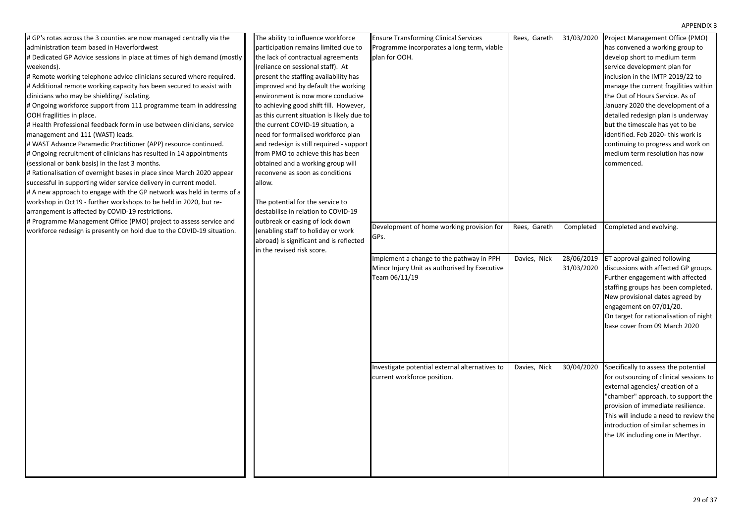APPENDIX 3

| | | | | | |
|---|---|---|---|---|---|
| # GP's rotas across the 3 counties are now managed centrally via the administration team based in Haverfordwest<br># Dedicated GP Advice sessions in place at times of high demand (mostly weekends).<br># Remote working telephone advice clinicians secured where required.<br># Additional remote working capacity has been secured to assist with clinicians who may be shielding/ isolating.<br># Ongoing workforce support from 111 programme team in addressing OOH fragilities in place.<br># Health Professional feedback form in use between clinicians, service management and 111 (WAST) leads.<br># WAST Advance Paramedic Practitioner (APP) resource continued.<br># Ongoing recruitment of clinicians has resulted in 14 appointments (sessional or bank basis) in the last 3 months.<br># Rationalisation of overnight bases in place since March 2020 appear successful in supporting wider service delivery in current model.<br># A new approach to engage with the GP network was held in terms of a workshop in Oct19 - further workshops to be held in 2020, but re-arrangement is affected by COVID-19 restrictions.<br># Programme Management Office (PMO) project to assess service and workforce redesign is presently on hold due to the COVID-19 situation. | The ability to influence workforce participation remains limited due to the lack of contractual agreements (reliance on sessional staff). At present the staffing availability has improved and by default the working environment is now more conducive to achieving good shift fill. However, as this current situation is likely due to the current COVID-19 situation, a need for formalised workforce plan and redesign is still required - support from PMO to achieve this has been obtained and a working group will reconvene as soon as conditions allow.<br><br>The potential for the service to destabilise in relation to COVID-19 outbreak or easing of lock down (enabling staff to holiday or work abroad) is significant and is reflected in the revised risk score. | Ensure Transforming Clinical Services Programme incorporates a long term, viable plan for OOH. | Rees, Gareth | 31/03/2020 | Project Management Office (PMO) has convened a working group to develop short to medium term service development plan for inclusion in the IMTP 2019/22 to manage the current fragilities within the Out of Hours Service. As of January 2020 the development of a detailed redesign plan is underway but the timescale has yet to be identified. Feb 2020- this work is continuing to progress and work on medium term resolution has now commenced. |
| | | Development of home working provision for GPs. | Rees, Gareth | Completed | Completed and evolving. |
| | | Implement a change to the pathway in PPH Minor Injury Unit as authorised by Executive Team 06/11/19 | Davies, Nick | ~~28/06/2019~~ 31/03/2020 | ET approval gained following discussions with affected GP groups. Further engagement with affected staffing groups has been completed. New provisional dates agreed by engagement on 07/01/20.<br>On target for rationalisation of night base cover from 09 March 2020 |
| | | Investigate potential external alternatives to current workforce position. | Davies, Nick | 30/04/2020 | Specifically to assess the potential for outsourcing of clinical sessions to external agencies/ creation of a "chamber" approach. to support the provision of immediate resilience. This will include a need to review the introduction of similar schemes in the UK including one in Merthyr. |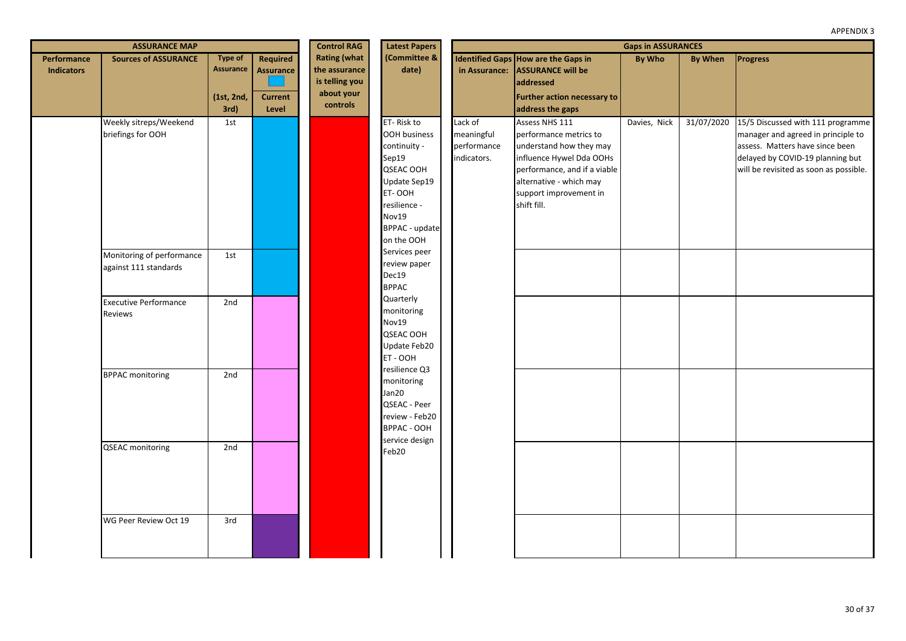APPENDIX 3

| ASSURANCE MAP | | | | Control RAG | Latest Papers | Gaps in ASSURANCES | | | | |
|---|---|---|---|---|---|---|---|---|---|---|
| Performance Indicators | Sources of ASSURANCE | Type of Assurance (1st, 2nd, 3rd) | Required Assurance / Current Level | Rating (what the assurance is telling you about your controls | (Committee & date) | Identified Gaps in Assurance: | How are the Gaps in ASSURANCE will be addressed Further action necessary to address the gaps | By Who | By When | Progress |
| | Weekly sitreps/Weekend briefings for OOH | 1st | | | ET- Risk to OOH business continuity - Sep19 QSEAC OOH Update Sep19 ET- OOH resilience - Nov19 BPPAC - update on the OOH Services peer review paper Dec19 BPPAC Quarterly monitoring Nov19 QSEAC OOH Update Feb20 ET - OOH resilience Q3 monitoring Jan20 QSEAC - Peer review - Feb20 BPPAC - OOH service design Feb20 | Lack of meaningful performance indicators. | Assess NHS 111 performance metrics to understand how they may influence Hywel Dda OOHs performance, and if a viable alternative - which may support improvement in shift fill. | Davies, Nick | 31/07/2020 | 15/5 Discussed with 111 programme manager and agreed in principle to assess. Matters have since been delayed by COVID-19 planning but will be revisited as soon as possible. |
| | Monitoring of performance against 111 standards | 1st | | | | | | | | |
| | Executive Performance Reviews | 2nd | | | | | | | | |
| | BPPAC monitoring | 2nd | | | | | | | | |
| | QSEAC monitoring | 2nd | | | | | | | | |
| | WG Peer Review Oct 19 | 3rd | | | | | | | | |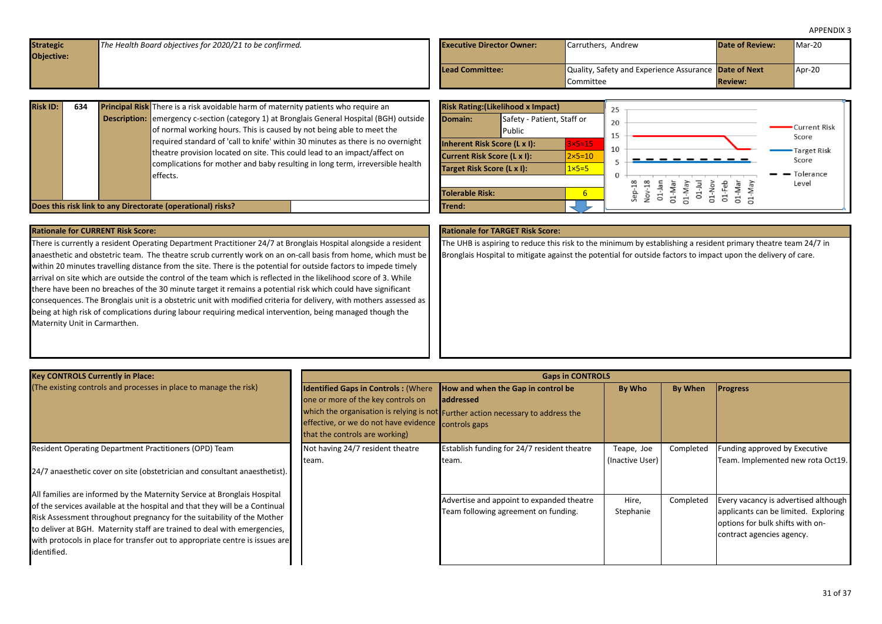APPENDIX 3

| | | | |
|---|---|---|---|
| **Strategic Objective:** | *The Health Board objectives for 2020/21 to be confirmed.* | **Executive Director Owner:** | Carruthers, Andrew |
| | | **Date of Review:** | Mar-20 |
| | | **Lead Committee:** | Quality, Safety and Experience Assurance Committee |
| | | **Date of Next Review:** | Apr-20 |

| | |
|---|---|
| **Risk ID:** | 634 |
| **Principal Risk Description:** | There is a risk avoidable harm of maternity patients who require an emergency c-section (category 1) at Bronglais General Hospital (BGH) outside of normal working hours. This is caused by not being able to meet the required standard of 'call to knife' within 30 minutes as there is no overnight theatre provision located on site. This could lead to an impact/affect on complications for mother and baby resulting in long term, irreversible health effects. |
| **Does this risk link to any Directorate (operational) risks?** | |

| **Risk Rating:(Likelihood x Impact)** | |
|---|---|
| **Domain:** | Safety - Patient, Staff or Public |
| **Inherent Risk Score (L x I):** | 3×5=15 |
| **Current Risk Score (L x I):** | 2×5=10 |
| **Target Risk Score (L x I):** | 1×5=5 |
| **Tolerable Risk:** | 6 |
| **Trend:** | |

25
20
15
10
5
0
Sep-18
Nov-18
01-Jan
01-Mar
01-May
01-Jul
01-Nov
01-Feb
01-Mar
01-May
Current Risk Score
Target Risk Score
Tolerance Level

**Rationale for CURRENT Risk Score:**

There is currently a resident Operating Department Practitioner 24/7 at Bronglais Hospital alongside a resident anaesthetic and obstetric team. The theatre scrub currently work on an on-call basis from home, which must be within 20 minutes travelling distance from the site. There is the potential for outside factors to impede timely arrival on site which are outside the control of the team which is reflected in the likelihood score of 3. While there have been no breaches of the 30 minute target it remains a potential risk which could have significant consequences. The Bronglais unit is a obstetric unit with modified criteria for delivery, with mothers assessed as being at high risk of complications during labour requiring medical intervention, being managed though the Maternity Unit in Carmarthen.

**Rationale for TARGET Risk Score:**

The UHB is aspiring to reduce this risk to the minimum by establishing a resident primary theatre team 24/7 in Bronglais Hospital to mitigate against the potential for outside factors to impact upon the delivery of care.

| **Key CONTROLS Currently in Place:** (The existing controls and processes in place to manage the risk) | **Identified Gaps in Controls :** (Where one or more of the key controls on which the organisation is relying is not effective, or we do not have evidence that the controls are working) | **How and when the Gap in control be addressed** Further action necessary to address the controls gaps | **By Who** | **By When** | **Progress** |
|---|---|---|---|---|---|
| Resident Operating Department Practitioners (OPD) Team<br><br>24/7 anaesthetic cover on site (obstetrician and consultant anaesthetist). | Not having 24/7 resident theatre team. | Establish funding for 24/7 resident theatre team. | Teape, Joe (Inactive User) | Completed | Funding approved by Executive Team. Implemented new rota Oct19. |
| All families are informed by the Maternity Service at Bronglais Hospital of the services available at the hospital and that they will be a Continual Risk Assessment throughout pregnancy for the suitability of the Mother to deliver at BGH. Maternity staff are trained to deal with emergencies, with protocols in place for transfer out to appropriate centre is issues are identified. | | Advertise and appoint to expanded theatre Team following agreement on funding. | Hire, Stephanie | Completed | Every vacancy is advertised although applicants can be limited. Exploring options for bulk shifts with on-contract agencies agency. |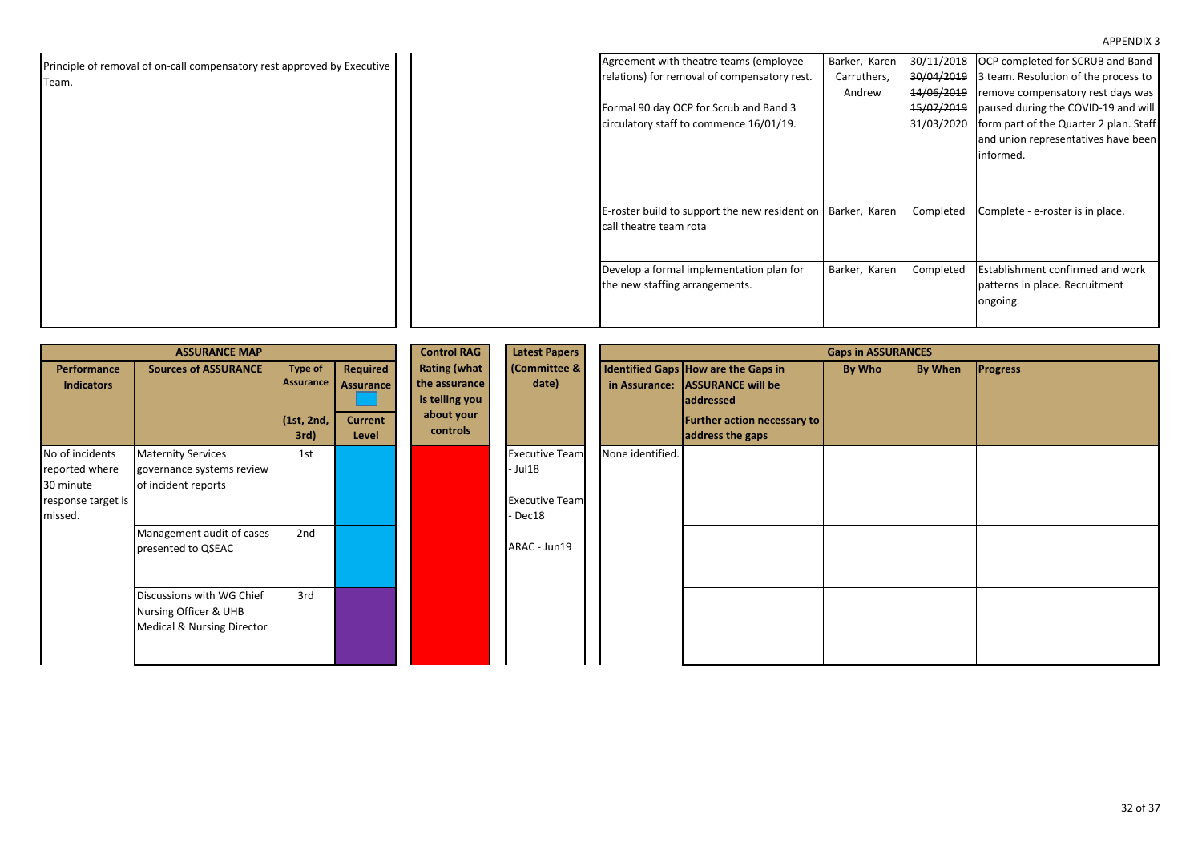APPENDIX 3

| | | | | | |
|---|---|---|---|---|---|
| Principle of removal of on-call compensatory rest approved by Executive Team. | | Agreement with theatre teams (employee relations) for removal of compensatory rest.<br><br>Formal 90 day OCP for Scrub and Band 3 circulatory staff to commence 16/01/19. | ~~Barker, Karen~~ Carruthers, Andrew | ~~30/11/2018~~ ~~30/04/2019~~ ~~14/06/2019~~ ~~15/07/2019~~ 31/03/2020 | OCP completed for SCRUB and Band 3 team. Resolution of the process to remove compensatory rest days was paused during the COVID-19 and will form part of the Quarter 2 plan. Staff and union representatives have been informed. |
| | | E-roster build to support the new resident on call theatre team rota | Barker, Karen | Completed | Complete - e-roster is in place. |
| | | Develop a formal implementation plan for the new staffing arrangements. | Barker, Karen | Completed | Establishment confirmed and work patterns in place. Recruitment ongoing. |

| ASSURANCE MAP | | | | Control RAG | Latest Papers | Gaps in ASSURANCES | | | | |
|---|---|---|---|---|---|---|---|---|---|---|
| Performance Indicators | Sources of ASSURANCE | Type of Assurance (1st, 2nd, 3rd) | Required Assurance / Current Level | Rating (what the assurance is telling you about your controls | (Committee & date) | Identified Gaps in Assurance: | How are the Gaps in ASSURANCE will be addressed / Further action necessary to address the gaps | By Who | By When | Progress |
| No of incidents reported where 30 minute response target is missed. | Maternity Services governance systems review of incident reports | 1st | | | Executive Team - Jul18<br><br>Executive Team - Dec18<br><br>ARAC - Jun19 | None identified. | | | | |
| | Management audit of cases presented to QSEAC | 2nd | | | | | | | | |
| | Discussions with WG Chief Nursing Officer & UHB Medical & Nursing Director | 3rd | | | | | | | | |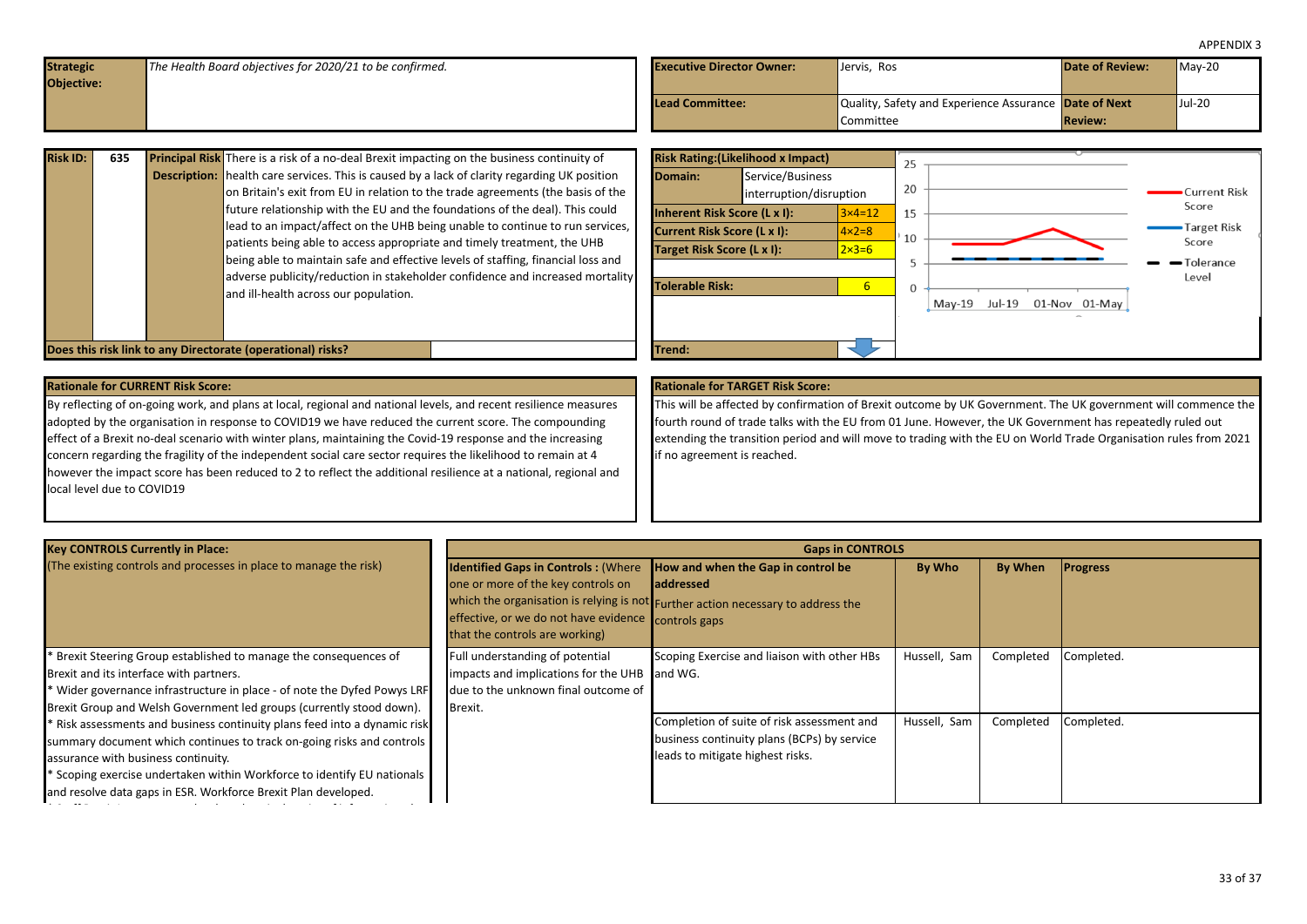APPENDIX 3

| | | | |
|---|---|---|---|
| **Strategic Objective:** | *The Health Board objectives for 2020/21 to be confirmed.* | | |
| **Executive Director Owner:** | Jervis, Ros | **Date of Review:** | May-20 |
| **Lead Committee:** | Quality, Safety and Experience Assurance Committee | **Date of Next Review:** | Jul-20 |

| | | | |
|---|---|---|---|
| **Risk ID:** | 635 | **Principal Risk Description:** | There is a risk of a no-deal Brexit impacting on the business continuity of health care services. This is caused by a lack of clarity regarding UK position on Britain's exit from EU in relation to the trade agreements (the basis of the future relationship with the EU and the foundations of the deal). This could lead to an impact/affect on the UHB being unable to continue to run services, patients being able to access appropriate and timely treatment, the UHB being able to maintain safe and effective levels of staffing, financial loss and adverse publicity/reduction in stakeholder confidence and increased mortality and ill-health across our population. |
| **Does this risk link to any Directorate (operational) risks?** | | | |

| | |
|---|---|
| **Risk Rating:(Likelihood x Impact)** | |
| **Domain:** | Service/Business interruption/disruption |
| **Inherent Risk Score (L x I):** | 3×4=12 |
| **Current Risk Score (L x I):** | 4×2=8 |
| **Target Risk Score (L x I):** | 2×3=6 |
| **Tolerable Risk:** | 6 |
| **Trend:** | |

25
20
15
10
5
0
May-19 Jul-19 01-Nov 01-May
Current Risk Score
Target Risk Score
Tolerance Level

**Rationale for CURRENT Risk Score:**

By reflecting of on-going work, and plans at local, regional and national levels, and recent resilience measures adopted by the organisation in response to COVID19 we have reduced the current score. The compounding effect of a Brexit no-deal scenario with winter plans, maintaining the Covid-19 response and the increasing concern regarding the fragility of the independent social care sector requires the likelihood to remain at 4 however the impact score has been reduced to 2 to reflect the additional resilience at a national, regional and local level due to COVID19

**Rationale for TARGET Risk Score:**

This will be affected by confirmation of Brexit outcome by UK Government. The UK government will commence the fourth round of trade talks with the EU from 01 June. However, the UK Government has repeatedly ruled out extending the transition period and will move to trading with the EU on World Trade Organisation rules from 2021 if no agreement is reached.

| **Key CONTROLS Currently in Place:** (The existing controls and processes in place to manage the risk) | **Identified Gaps in Controls :** (Where one or more of the key controls on which the organisation is relying is not effective, or we do not have evidence that the controls are working) | **How and when the Gap in control be addressed** Further action necessary to address the controls gaps | **By Who** | **By When** | **Progress** |
|---|---|---|---|---|---|
| * Brexit Steering Group established to manage the consequences of Brexit and its interface with partners.<br>* Wider governance infrastructure in place - of note the Dyfed Powys LRF Brexit Group and Welsh Government led groups (currently stood down).<br>* Risk assessments and business continuity plans feed into a dynamic risk summary document which continues to track on-going risks and controls assurance with business continuity.<br>* Scoping exercise undertaken within Workforce to identify EU nationals and resolve data gaps in ESR. Workforce Brexit Plan developed. | Full understanding of potential impacts and implications for the UHB due to the unknown final outcome of Brexit. | Scoping Exercise and liaison with other HBs and WG. | Hussell, Sam | Completed | Completed. |
| | | Completion of suite of risk assessment and business continuity plans (BCPs) by service leads to mitigate highest risks. | Hussell, Sam | Completed | Completed. |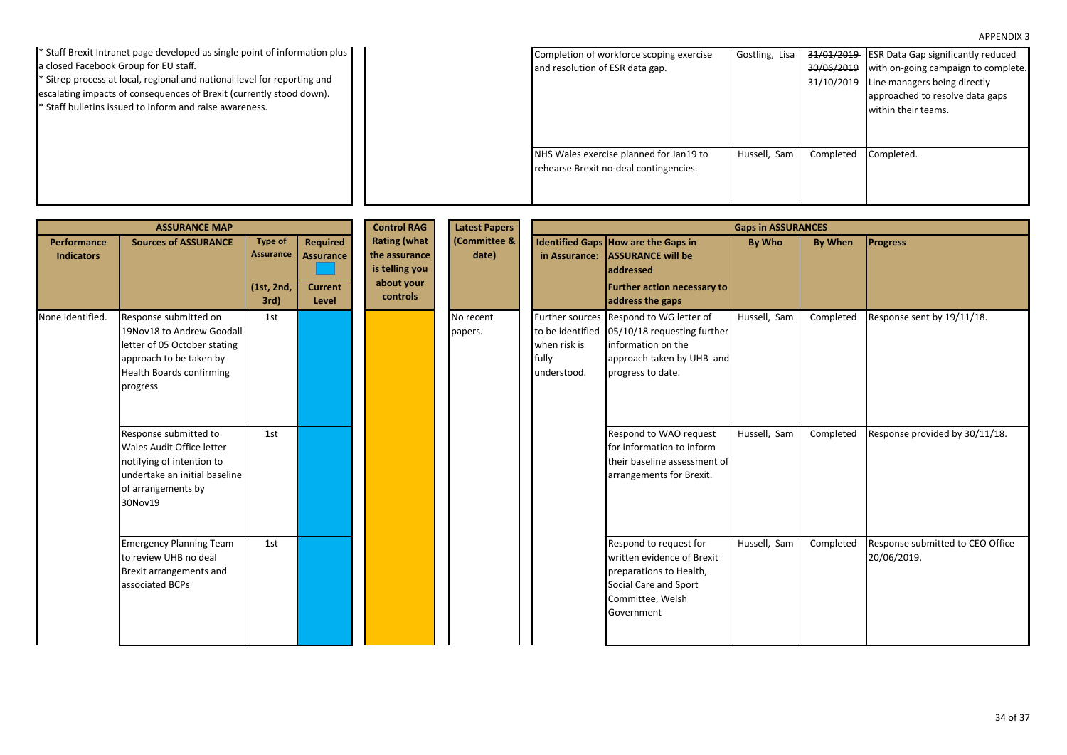APPENDIX 3

* Staff Brexit Intranet page developed as single point of information plus a closed Facebook Group for EU staff.
* Sitrep process at local, regional and national level for reporting and escalating impacts of consequences of Brexit (currently stood down).
* Staff bulletins issued to inform and raise awareness.

| | | | |
|---|---|---|---|
| Completion of workforce scoping exercise and resolution of ESR data gap. | Gostling, Lisa | ~~31/01/2019~~ ~~30/06/2019~~ 31/10/2019 | ESR Data Gap significantly reduced with on-going campaign to complete. Line managers being directly approached to resolve data gaps within their teams. |
| NHS Wales exercise planned for Jan19 to rehearse Brexit no-deal contingencies. | Hussell, Sam | Completed | Completed. |

| ASSURANCE MAP | | | | Control RAG | Latest Papers | Gaps in ASSURANCES | | | | |
|---|---|---|---|---|---|---|---|---|---|---|
| Performance Indicators | Sources of ASSURANCE | Type of Assurance (1st, 2nd, 3rd) | Required Assurance / Current Level | Rating (what the assurance is telling you about your controls | (Committee & date) | Identified Gaps in Assurance: | How are the Gaps in ASSURANCE will be addressed / Further action necessary to address the gaps | By Who | By When | Progress |
| None identified. | Response submitted on 19Nov18 to Andrew Goodall letter of 05 October stating approach to be taken by Health Boards confirming progress | 1st | | | No recent papers. | Further sources to be identified when risk is fully understood. | Respond to WG letter of 05/10/18 requesting further information on the approach taken by UHB and progress to date. | Hussell, Sam | Completed | Response sent by 19/11/18. |
| | Response submitted to Wales Audit Office letter notifying of intention to undertake an initial baseline of arrangements by 30Nov19 | 1st | | | | | Respond to WAO request for information to inform their baseline assessment of arrangements for Brexit. | Hussell, Sam | Completed | Response provided by 30/11/18. |
| | Emergency Planning Team to review UHB no deal Brexit arrangements and associated BCPs | 1st | | | | | Respond to request for written evidence of Brexit preparations to Health, Social Care and Sport Committee, Welsh Government | Hussell, Sam | Completed | Response submitted to CEO Office 20/06/2019. |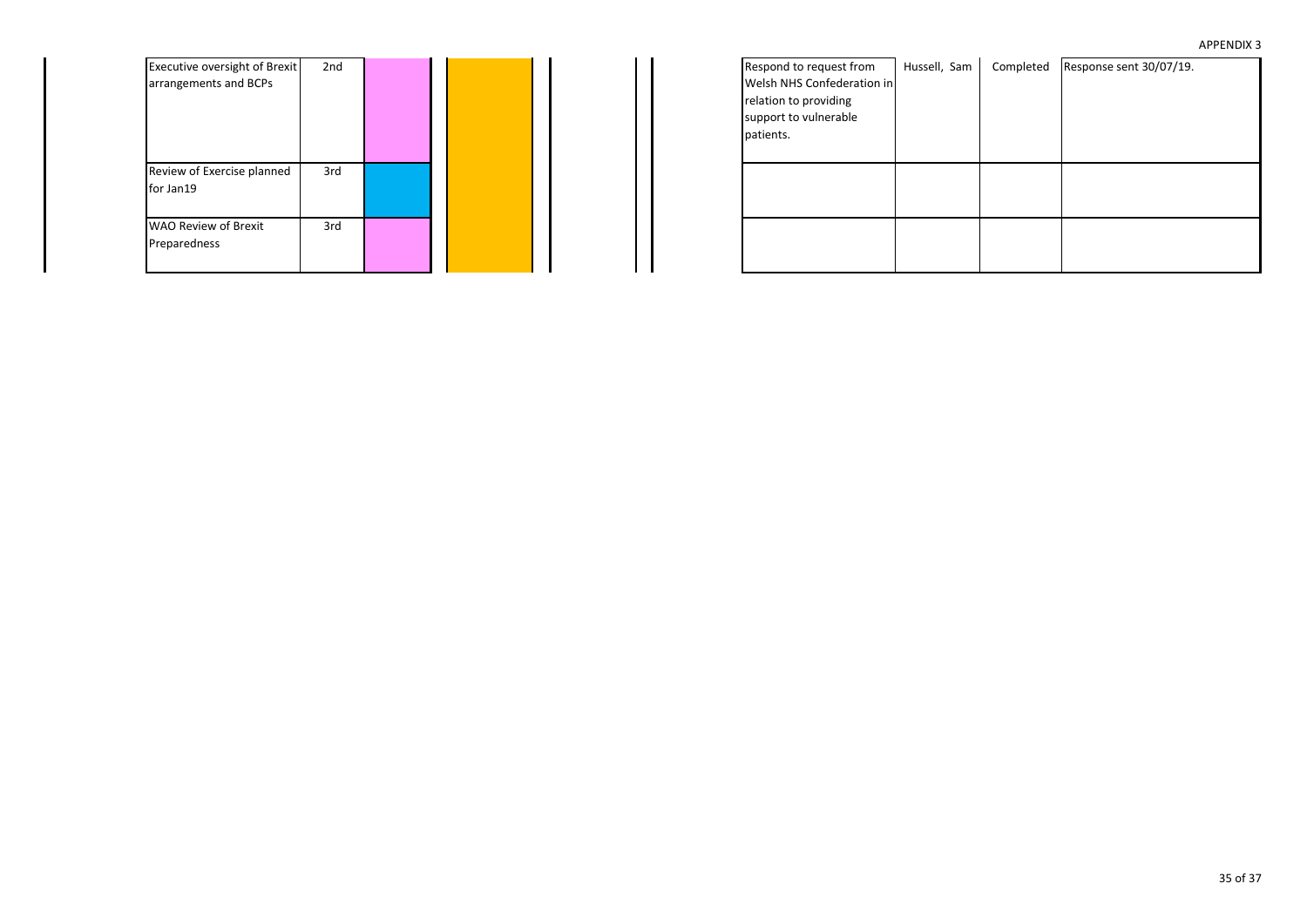APPENDIX 3

| | | | | | | | | |
|---|---|---|---|---|---|---|---|---|
| Executive oversight of Brexit arrangements and BCPs | 2nd | | | | Respond to request from Welsh NHS Confederation in relation to providing support to vulnerable patients. | Hussell, Sam | Completed | Response sent 30/07/19. |
| Review of Exercise planned for Jan19 | 3rd | | | | | | | |
| WAO Review of Brexit Preparedness | 3rd | | | | | | | |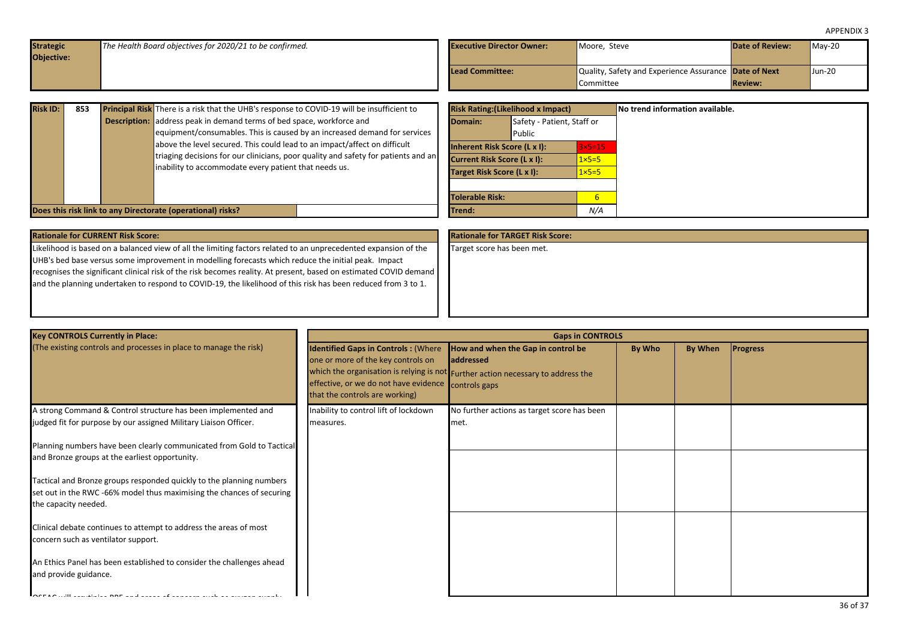APPENDIX 3

| | | | |
|---|---|---|---|
| **Strategic Objective:** | *The Health Board objectives for 2020/21 to be confirmed.* | **Executive Director Owner:** | Moore, Steve |
| | | **Date of Review:** | May-20 |
| | | **Lead Committee:** | Quality, Safety and Experience Assurance Committee |
| | | **Date of Next Review:** | Jun-20 |

| | |
|---|---|
| **Risk ID:** | 853 |
| **Principal Risk Description:** | There is a risk that the UHB's response to COVID-19 will be insufficient to address peak in demand terms of bed space, workforce and equipment/consumables. This is caused by an increased demand for services above the level secured. This could lead to an impact/affect on difficult triaging decisions for our clinicians, poor quality and safety for patients and an inability to accommodate every patient that needs us. |
| **Does this risk link to any Directorate (operational) risks?** | |

| **Risk Rating:(Likelihood x Impact)** | |
|---|---|
| **Domain:** | Safety - Patient, Staff or Public |
| **Inherent Risk Score (L x I):** | 3×5=15 |
| **Current Risk Score (L x I):** | 1×5=5 |
| **Target Risk Score (L x I):** | 1×5=5 |
| **Tolerable Risk:** | 6 |
| **Trend:** | *N/A* |

**No trend information available.**

**Rationale for CURRENT Risk Score:**

Likelihood is based on a balanced view of all the limiting factors related to an unprecedented expansion of the UHB's bed base versus some improvement in modelling forecasts which reduce the initial peak. Impact recognises the significant clinical risk of the risk becomes reality. At present, based on estimated COVID demand and the planning undertaken to respond to COVID-19, the likelihood of this risk has been reduced from 3 to 1.

**Rationale for TARGET Risk Score:**

Target score has been met.

| **Key CONTROLS Currently in Place:** (The existing controls and processes in place to manage the risk) | **Identified Gaps in Controls :** (Where one or more of the key controls on which the organisation is relying is not effective, or we do not have evidence that the controls are working) | **How and when the Gap in control be addressed** Further action necessary to address the controls gaps | **By Who** | **By When** | **Progress** |
|---|---|---|---|---|---|
| A strong Command & Control structure has been implemented and judged fit for purpose by our assigned Military Liaison Officer.<br><br>Planning numbers have been clearly communicated from Gold to Tactical and Bronze groups at the earliest opportunity.<br><br>Tactical and Bronze groups responded quickly to the planning numbers set out in the RWC -66% model thus maximising the chances of securing the capacity needed.<br><br>Clinical debate continues to attempt to address the areas of most concern such as ventilator support.<br><br>An Ethics Panel has been established to consider the challenges ahead and provide guidance.<br><br>QSEAC will scrutinise PPE and areas of concern such as oxygen supply. | Inability to control lift of lockdown measures. | No further actions as target score has been met. | | | |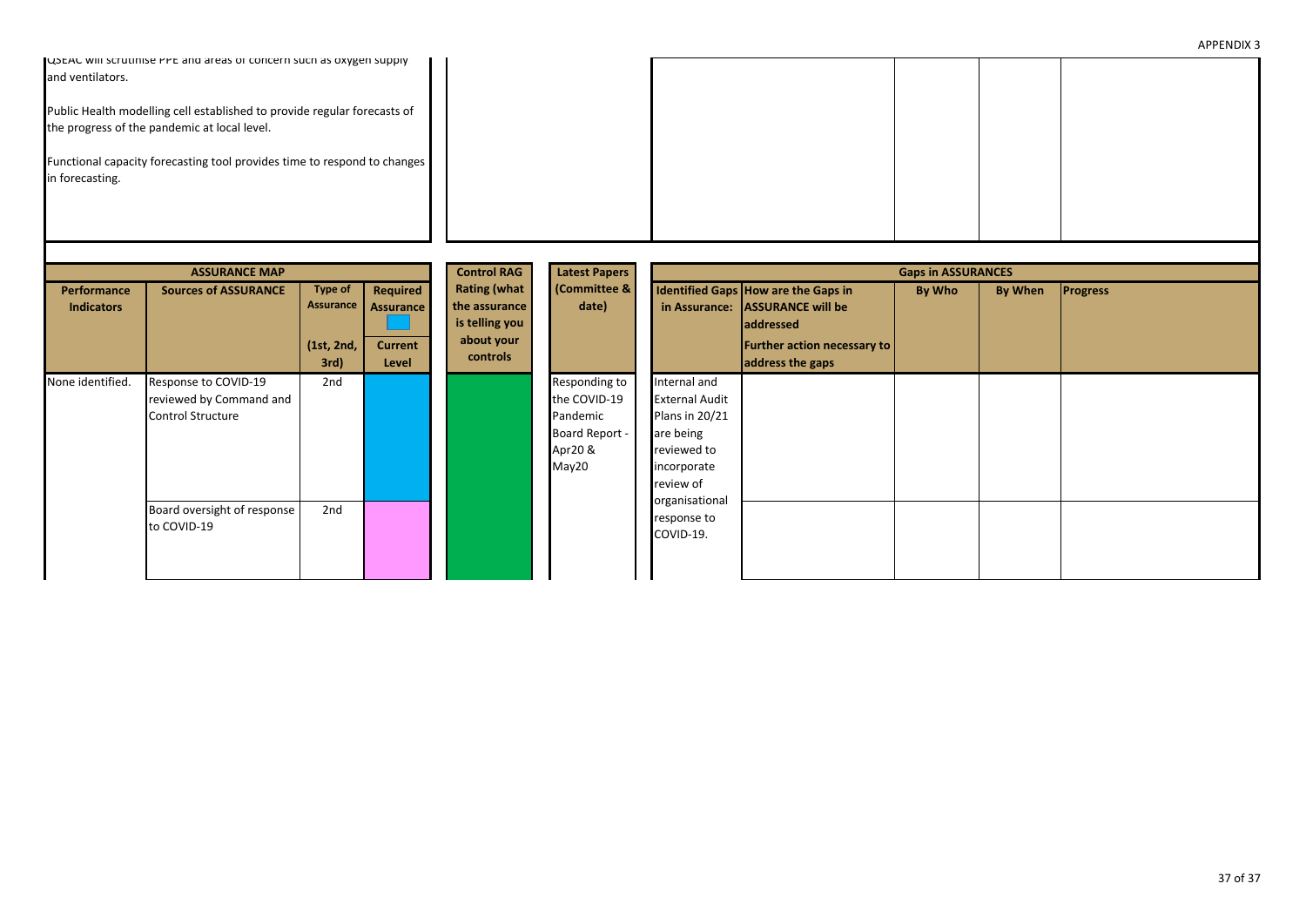QSEAC will scrutinise PPE and areas of concern such as oxygen supply and ventilators.

Public Health modelling cell established to provide regular forecasts of the progress of the pandemic at local level.

Functional capacity forecasting tool provides time to respond to changes in forecasting.

| ASSURANCE MAP | | | | Control RAG | Latest Papers | Gaps in ASSURANCES | | | | |
|---|---|---|---|---|---|---|---|---|---|---|
| **Performance Indicators** | **Sources of ASSURANCE** | **Type of Assurance (1st, 2nd, 3rd)** | **Required Assurance / Current Level** | **Rating (what the assurance is telling you about your controls** | **(Committee & date)** | **Identified Gaps in Assurance:** | **How are the Gaps in ASSURANCE will be addressed / Further action necessary to address the gaps** | **By Who** | **By When** | **Progress** |
| None identified. | Response to COVID-19 reviewed by Command and Control Structure | 2nd | | | Responding to the COVID-19 Pandemic Board Report - Apr20 & May20 | Internal and External Audit Plans in 20/21 are being reviewed to incorporate review of organisational response to COVID-19. | | | | |
| | Board oversight of response to COVID-19 | 2nd | | | | | | | | |